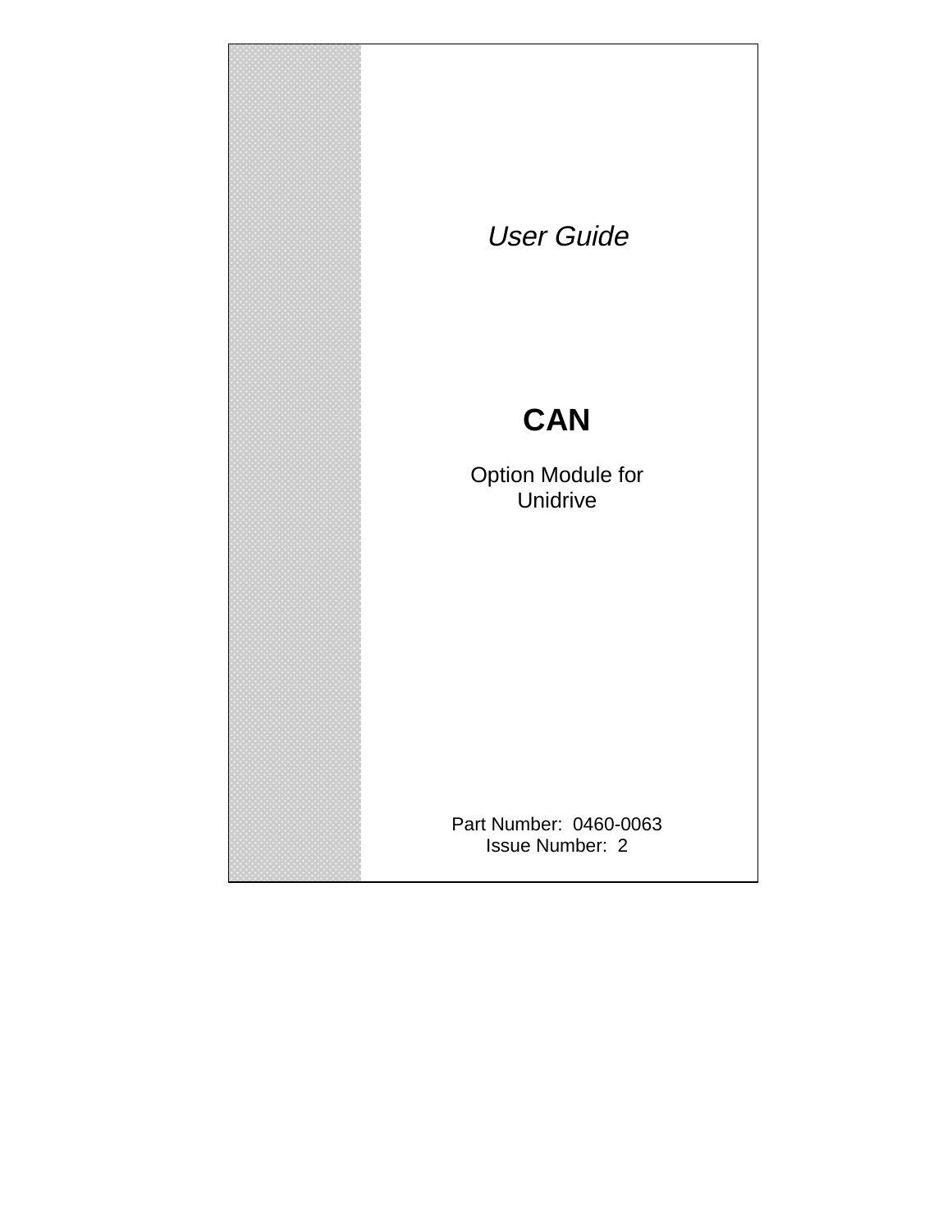*User Guide*

# CAN

Option Module for Unidrive

Part Number: 0460-0063
Issue Number: 2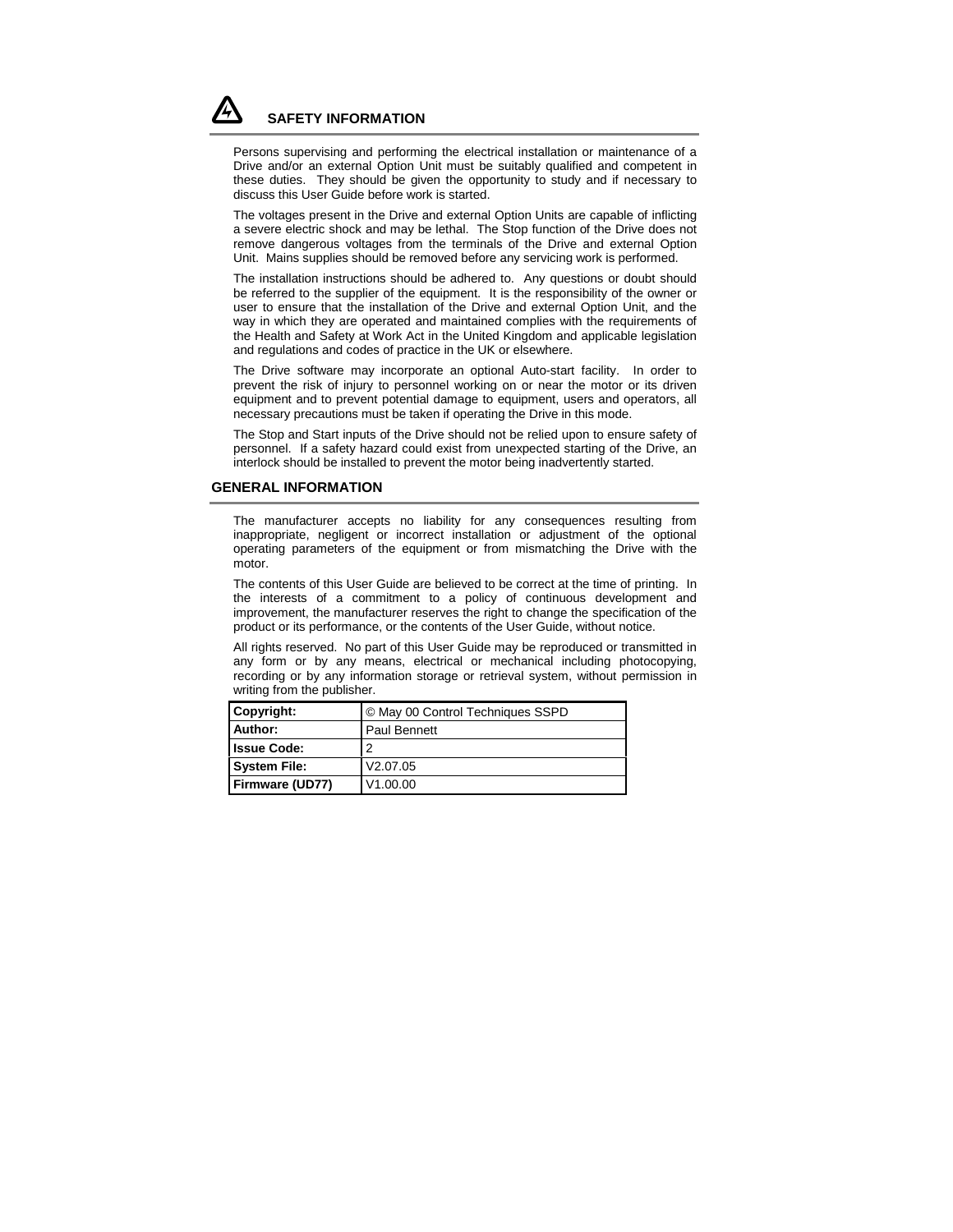## SAFETY INFORMATION

Persons supervising and performing the electrical installation or maintenance of a Drive and/or an external Option Unit must be suitably qualified and competent in these duties. They should be given the opportunity to study and if necessary to discuss this User Guide before work is started.

The voltages present in the Drive and external Option Units are capable of inflicting a severe electric shock and may be lethal. The Stop function of the Drive does not remove dangerous voltages from the terminals of the Drive and external Option Unit. Mains supplies should be removed before any servicing work is performed.

The installation instructions should be adhered to. Any questions or doubt should be referred to the supplier of the equipment. It is the responsibility of the owner or user to ensure that the installation of the Drive and external Option Unit, and the way in which they are operated and maintained complies with the requirements of the Health and Safety at Work Act in the United Kingdom and applicable legislation and regulations and codes of practice in the UK or elsewhere.

The Drive software may incorporate an optional Auto-start facility. In order to prevent the risk of injury to personnel working on or near the motor or its driven equipment and to prevent potential damage to equipment, users and operators, all necessary precautions must be taken if operating the Drive in this mode.

The Stop and Start inputs of the Drive should not be relied upon to ensure safety of personnel. If a safety hazard could exist from unexpected starting of the Drive, an interlock should be installed to prevent the motor being inadvertently started.

## GENERAL INFORMATION

The manufacturer accepts no liability for any consequences resulting from inappropriate, negligent or incorrect installation or adjustment of the optional operating parameters of the equipment or from mismatching the Drive with the motor.

The contents of this User Guide are believed to be correct at the time of printing. In the interests of a commitment to a policy of continuous development and improvement, the manufacturer reserves the right to change the specification of the product or its performance, or the contents of the User Guide, without notice.

All rights reserved. No part of this User Guide may be reproduced or transmitted in any form or by any means, electrical or mechanical including photocopying, recording or by any information storage or retrieval system, without permission in writing from the publisher.

| | |
|---|---|
| **Copyright:** | © May 00 Control Techniques SSPD |
| **Author:** | Paul Bennett |
| **Issue Code:** | 2 |
| **System File:** | V2.07.05 |
| **Firmware (UD77)** | V1.00.00 |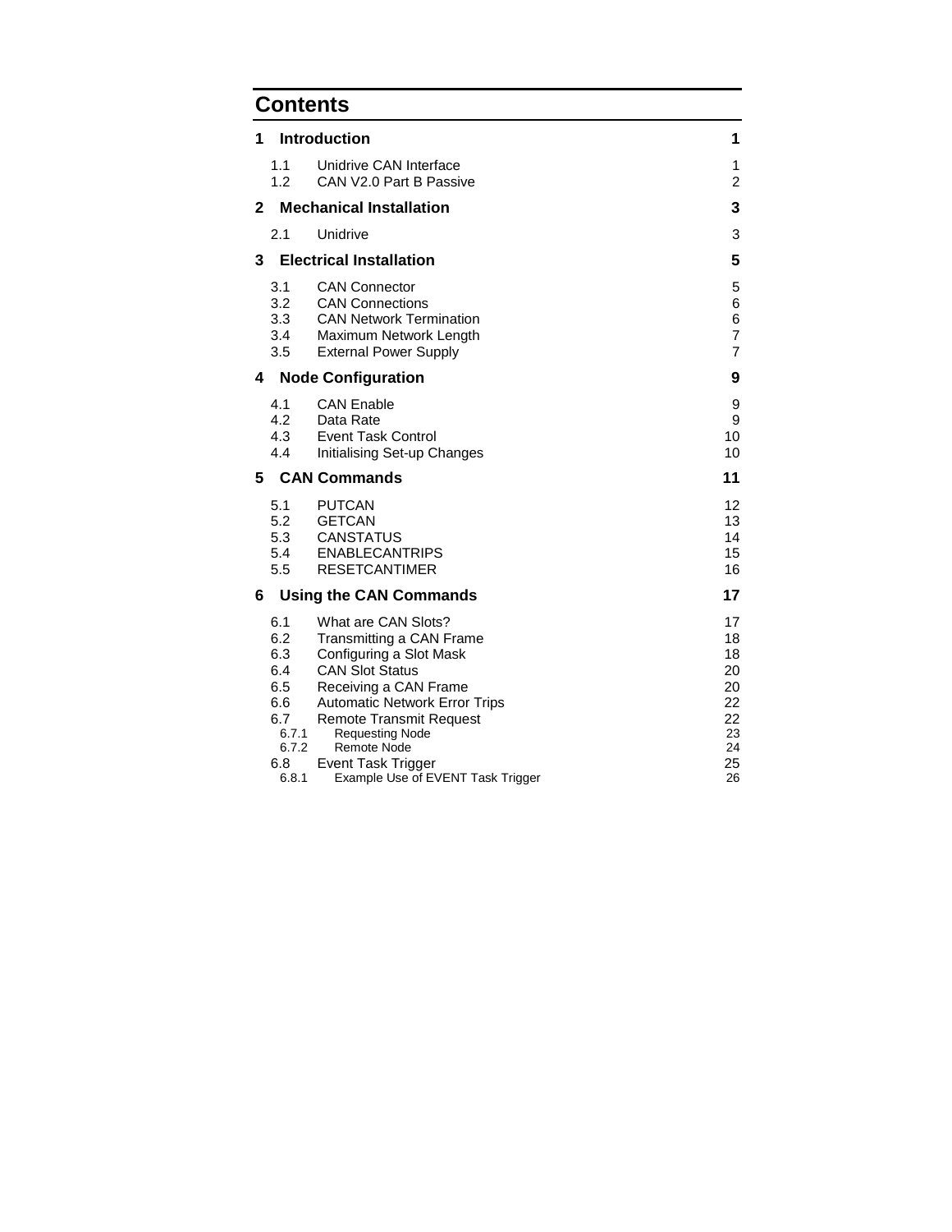# Contents

| | | |
|---|---|---|
| **1** | **Introduction** | **1** |
| 1.1 | Unidrive CAN Interface | 1 |
| 1.2 | CAN V2.0 Part B Passive | 2 |
| **2** | **Mechanical Installation** | **3** |
| 2.1 | Unidrive | 3 |
| **3** | **Electrical Installation** | **5** |
| 3.1 | CAN Connector | 5 |
| 3.2 | CAN Connections | 6 |
| 3.3 | CAN Network Termination | 6 |
| 3.4 | Maximum Network Length | 7 |
| 3.5 | External Power Supply | 7 |
| **4** | **Node Configuration** | **9** |
| 4.1 | CAN Enable | 9 |
| 4.2 | Data Rate | 9 |
| 4.3 | Event Task Control | 10 |
| 4.4 | Initialising Set-up Changes | 10 |
| **5** | **CAN Commands** | **11** |
| 5.1 | PUTCAN | 12 |
| 5.2 | GETCAN | 13 |
| 5.3 | CANSTATUS | 14 |
| 5.4 | ENABLECANTRIPS | 15 |
| 5.5 | RESETCANTIMER | 16 |
| **6** | **Using the CAN Commands** | **17** |
| 6.1 | What are CAN Slots? | 17 |
| 6.2 | Transmitting a CAN Frame | 18 |
| 6.3 | Configuring a Slot Mask | 18 |
| 6.4 | CAN Slot Status | 20 |
| 6.5 | Receiving a CAN Frame | 20 |
| 6.6 | Automatic Network Error Trips | 22 |
| 6.7 | Remote Transmit Request | 22 |
| 6.7.1 | Requesting Node | 23 |
| 6.7.2 | Remote Node | 24 |
| 6.8 | Event Task Trigger | 25 |
| 6.8.1 | Example Use of EVENT Task Trigger | 26 |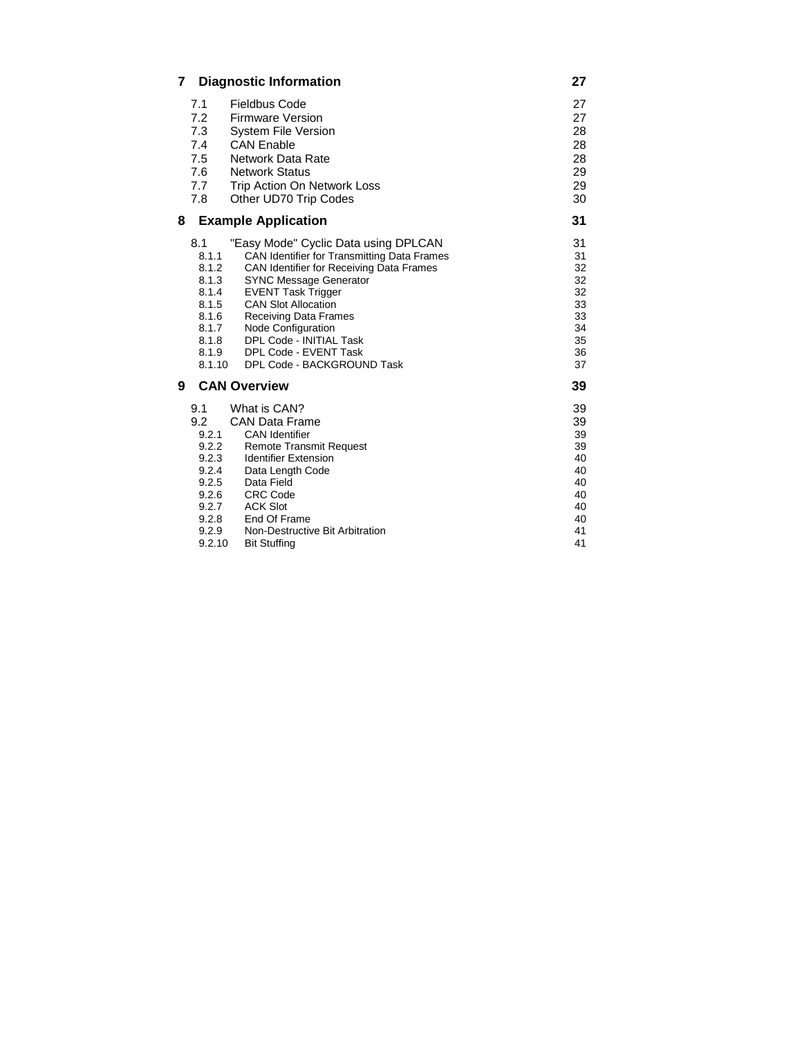| | | |
|---|---|---|
| **7** | **Diagnostic Information** | **27** |
| 7.1 | Fieldbus Code | 27 |
| 7.2 | Firmware Version | 27 |
| 7.3 | System File Version | 28 |
| 7.4 | CAN Enable | 28 |
| 7.5 | Network Data Rate | 28 |
| 7.6 | Network Status | 29 |
| 7.7 | Trip Action On Network Loss | 29 |
| 7.8 | Other UD70 Trip Codes | 30 |
| **8** | **Example Application** | **31** |
| 8.1 | "Easy Mode" Cyclic Data using DPLCAN | 31 |
| 8.1.1 | CAN Identifier for Transmitting Data Frames | 31 |
| 8.1.2 | CAN Identifier for Receiving Data Frames | 32 |
| 8.1.3 | SYNC Message Generator | 32 |
| 8.1.4 | EVENT Task Trigger | 32 |
| 8.1.5 | CAN Slot Allocation | 33 |
| 8.1.6 | Receiving Data Frames | 33 |
| 8.1.7 | Node Configuration | 34 |
| 8.1.8 | DPL Code - INITIAL Task | 35 |
| 8.1.9 | DPL Code - EVENT Task | 36 |
| 8.1.10 | DPL Code - BACKGROUND Task | 37 |
| **9** | **CAN Overview** | **39** |
| 9.1 | What is CAN? | 39 |
| 9.2 | CAN Data Frame | 39 |
| 9.2.1 | CAN Identifier | 39 |
| 9.2.2 | Remote Transmit Request | 39 |
| 9.2.3 | Identifier Extension | 40 |
| 9.2.4 | Data Length Code | 40 |
| 9.2.5 | Data Field | 40 |
| 9.2.6 | CRC Code | 40 |
| 9.2.7 | ACK Slot | 40 |
| 9.2.8 | End Of Frame | 40 |
| 9.2.9 | Non-Destructive Bit Arbitration | 41 |
| 9.2.10 | Bit Stuffing | 41 |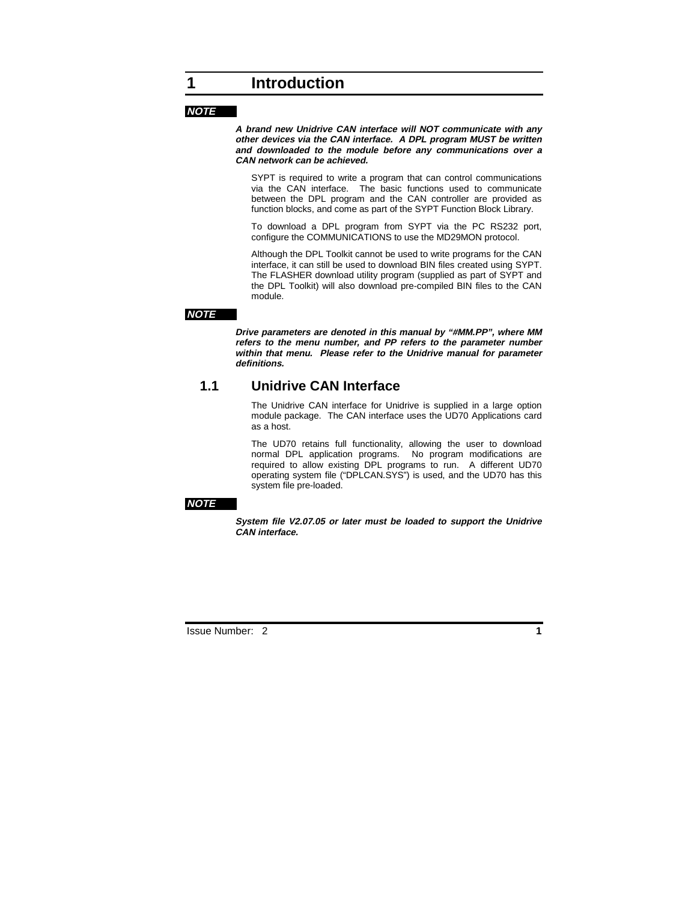# 1 Introduction

***NOTE***

***A brand new Unidrive CAN interface will NOT communicate with any other devices via the CAN interface. A DPL program MUST be written and downloaded to the module before any communications over a CAN network can be achieved.***

SYPT is required to write a program that can control communications via the CAN interface. The basic functions used to communicate between the DPL program and the CAN controller are provided as function blocks, and come as part of the SYPT Function Block Library.

To download a DPL program from SYPT via the PC RS232 port, configure the COMMUNICATIONS to use the MD29MON protocol.

Although the DPL Toolkit cannot be used to write programs for the CAN interface, it can still be used to download BIN files created using SYPT. The FLASHER download utility program (supplied as part of SYPT and the DPL Toolkit) will also download pre-compiled BIN files to the CAN module.

***NOTE***

***Drive parameters are denoted in this manual by "#MM.PP", where MM refers to the menu number, and PP refers to the parameter number within that menu. Please refer to the Unidrive manual for parameter definitions.***

## 1.1 Unidrive CAN Interface

The Unidrive CAN interface for Unidrive is supplied in a large option module package. The CAN interface uses the UD70 Applications card as a host.

The UD70 retains full functionality, allowing the user to download normal DPL application programs. No program modifications are required to allow existing DPL programs to run. A different UD70 operating system file ("DPLCAN.SYS") is used, and the UD70 has this system file pre-loaded.

***NOTE***

***System file V2.07.05 or later must be loaded to support the Unidrive CAN interface.***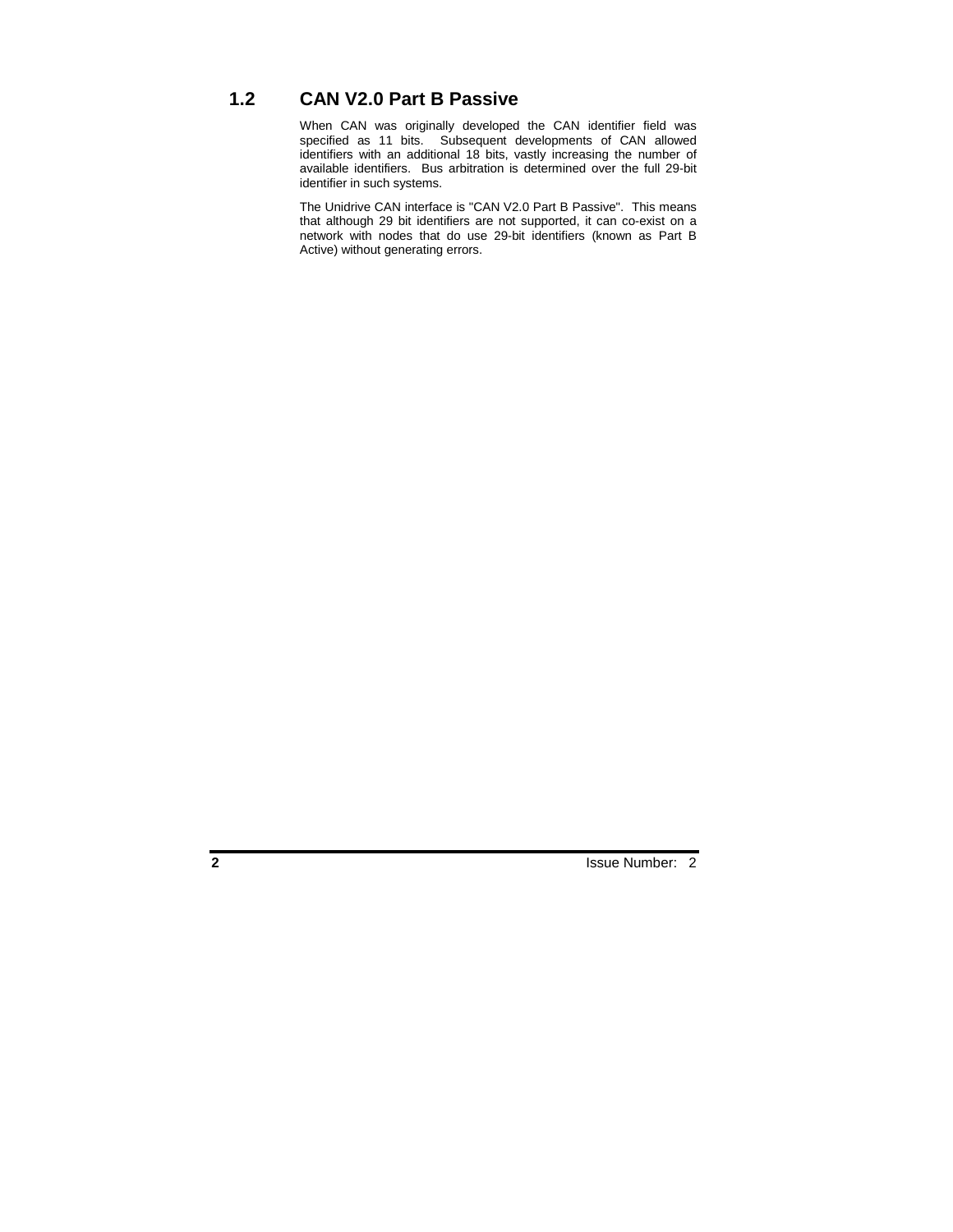## 1.2 CAN V2.0 Part B Passive

When CAN was originally developed the CAN identifier field was specified as 11 bits. Subsequent developments of CAN allowed identifiers with an additional 18 bits, vastly increasing the number of available identifiers. Bus arbitration is determined over the full 29-bit identifier in such systems.

The Unidrive CAN interface is "CAN V2.0 Part B Passive". This means that although 29 bit identifiers are not supported, it can co-exist on a network with nodes that do use 29-bit identifiers (known as Part B Active) without generating errors.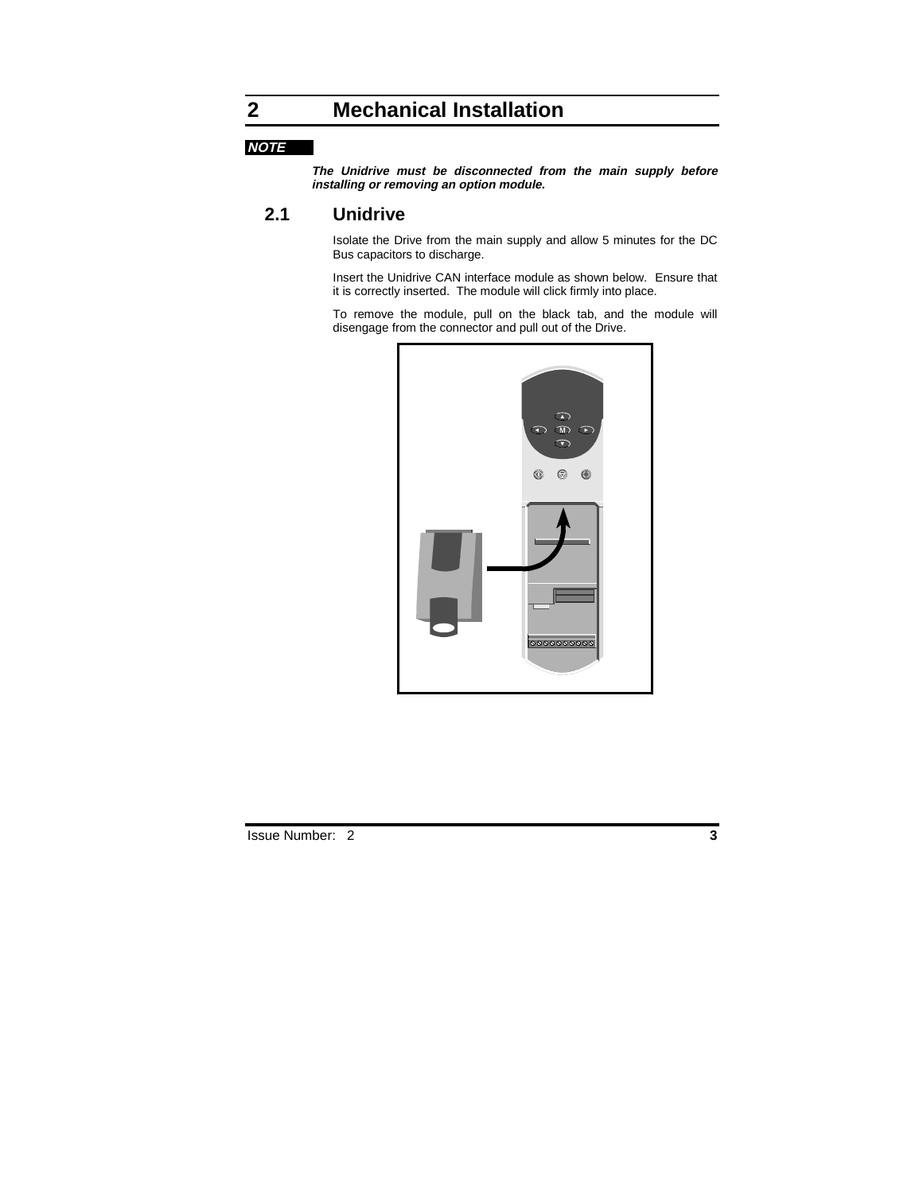# 2 Mechanical Installation

***NOTE***

***The Unidrive must be disconnected from the main supply before installing or removing an option module.***

## 2.1 Unidrive

Isolate the Drive from the main supply and allow 5 minutes for the DC Bus capacitors to discharge.

Insert the Unidrive CAN interface module as shown below. Ensure that it is correctly inserted. The module will click firmly into place.

To remove the module, pull on the black tab, and the module will disengage from the connector and pull out of the Drive.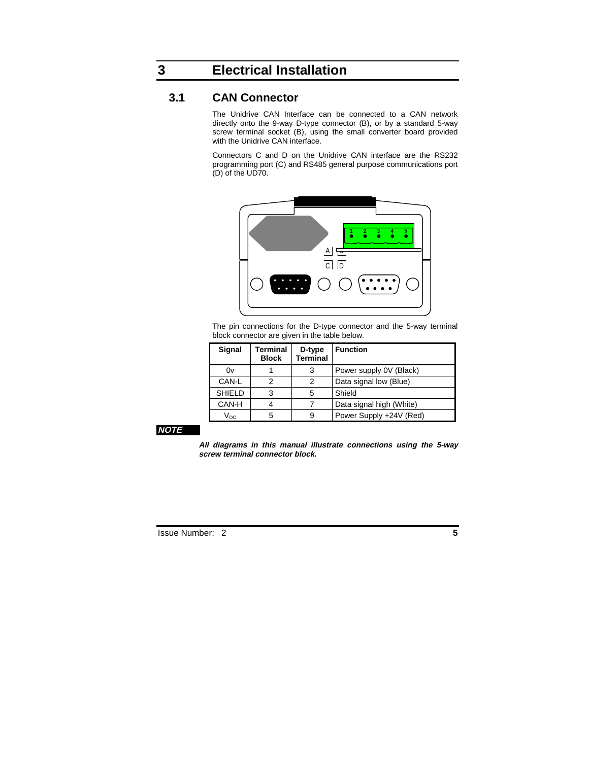# 3 Electrical Installation

## 3.1 CAN Connector

The Unidrive CAN Interface can be connected to a CAN network directly onto the 9-way D-type connector (B), or by a standard 5-way screw terminal socket (B), using the small converter board provided with the Unidrive CAN interface.

Connectors C and D on the Unidrive CAN interface are the RS232 programming port (C) and RS485 general purpose communications port (D) of the UD70.

The pin connections for the D-type connector and the 5-way terminal block connector are given in the table below.

| Signal | Terminal Block | D-type Terminal | Function |
|---|---|---|---|
| 0v | 1 | 3 | Power supply 0V (Black) |
| CAN-L | 2 | 2 | Data signal low (Blue) |
| SHIELD | 3 | 5 | Shield |
| CAN-H | 4 | 7 | Data signal high (White) |
| $V_{DC}$ | 5 | 9 | Power Supply +24V (Red) |

***NOTE***

***All diagrams in this manual illustrate connections using the 5-way screw terminal connector block.***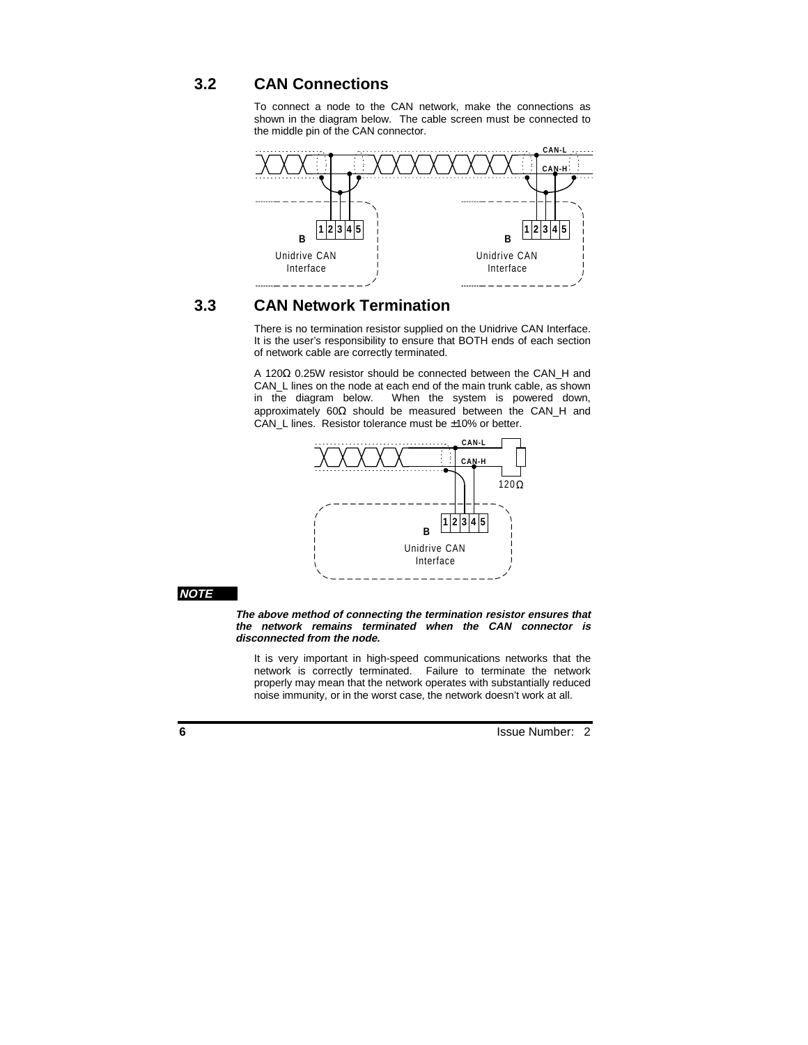## 3.2 CAN Connections

To connect a node to the CAN network, make the connections as shown in the diagram below. The cable screen must be connected to the middle pin of the CAN connector.

## 3.3 CAN Network Termination

There is no termination resistor supplied on the Unidrive CAN Interface. It is the user's responsibility to ensure that BOTH ends of each section of network cable are correctly terminated.

A 120Ω 0.25W resistor should be connected between the CAN_H and CAN_L lines on the node at each end of the main trunk cable, as shown in the diagram below. When the system is powered down, approximately 60Ω should be measured between the CAN_H and CAN_L lines. Resistor tolerance must be ±10% or better.

***NOTE***

***The above method of connecting the termination resistor ensures that the network remains terminated when the CAN connector is disconnected from the node.***

It is very important in high-speed communications networks that the network is correctly terminated. Failure to terminate the network properly may mean that the network operates with substantially reduced noise immunity, or in the worst case, the network doesn't work at all.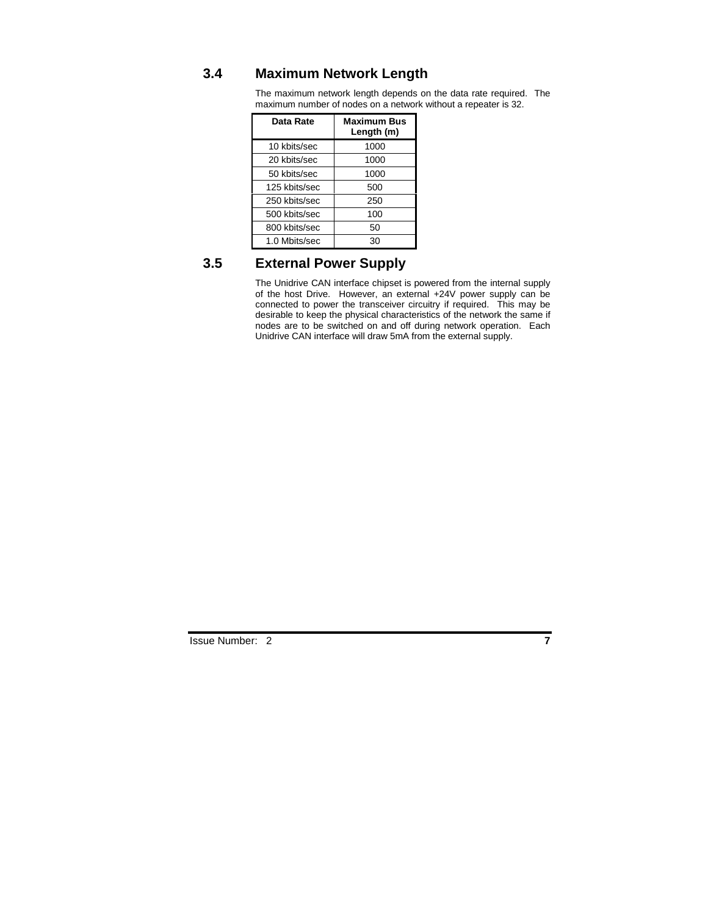## 3.4 Maximum Network Length

The maximum network length depends on the data rate required. The maximum number of nodes on a network without a repeater is 32.

| Data Rate | Maximum Bus Length (m) |
|---|---|
| 10 kbits/sec | 1000 |
| 20 kbits/sec | 1000 |
| 50 kbits/sec | 1000 |
| 125 kbits/sec | 500 |
| 250 kbits/sec | 250 |
| 500 kbits/sec | 100 |
| 800 kbits/sec | 50 |
| 1.0 Mbits/sec | 30 |

## 3.5 External Power Supply

The Unidrive CAN interface chipset is powered from the internal supply of the host Drive. However, an external +24V power supply can be connected to power the transceiver circuitry if required. This may be desirable to keep the physical characteristics of the network the same if nodes are to be switched on and off during network operation. Each Unidrive CAN interface will draw 5mA from the external supply.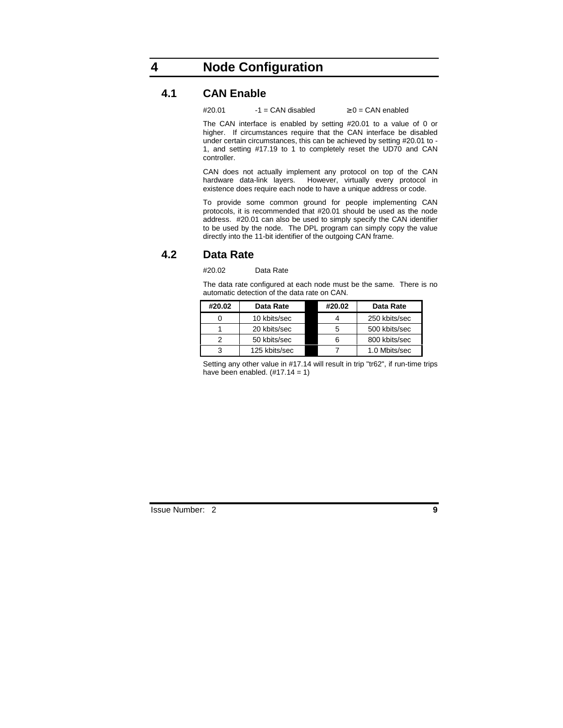# 4 Node Configuration

## 4.1 CAN Enable

#20.01 -1 = CAN disabled ≥ 0 = CAN enabled

The CAN interface is enabled by setting #20.01 to a value of 0 or higher. If circumstances require that the CAN interface be disabled under certain circumstances, this can be achieved by setting #20.01 to -1, and setting #17.19 to 1 to completely reset the UD70 and CAN controller.

CAN does not actually implement any protocol on top of the CAN hardware data-link layers. However, virtually every protocol in existence does require each node to have a unique address or code.

To provide some common ground for people implementing CAN protocols, it is recommended that #20.01 should be used as the node address. #20.01 can also be used to simply specify the CAN identifier to be used by the node. The DPL program can simply copy the value directly into the 11-bit identifier of the outgoing CAN frame.

## 4.2 Data Rate

#20.02 Data Rate

The data rate configured at each node must be the same. There is no automatic detection of the data rate on CAN.

| #20.02 | Data Rate | | #20.02 | Data Rate |
|---|---|---|---|---|
| 0 | 10 kbits/sec | | 4 | 250 kbits/sec |
| 1 | 20 kbits/sec | | 5 | 500 kbits/sec |
| 2 | 50 kbits/sec | | 6 | 800 kbits/sec |
| 3 | 125 kbits/sec | | 7 | 1.0 Mbits/sec |

Setting any other value in #17.14 will result in trip "tr62", if run-time trips have been enabled. (#17.14 = 1)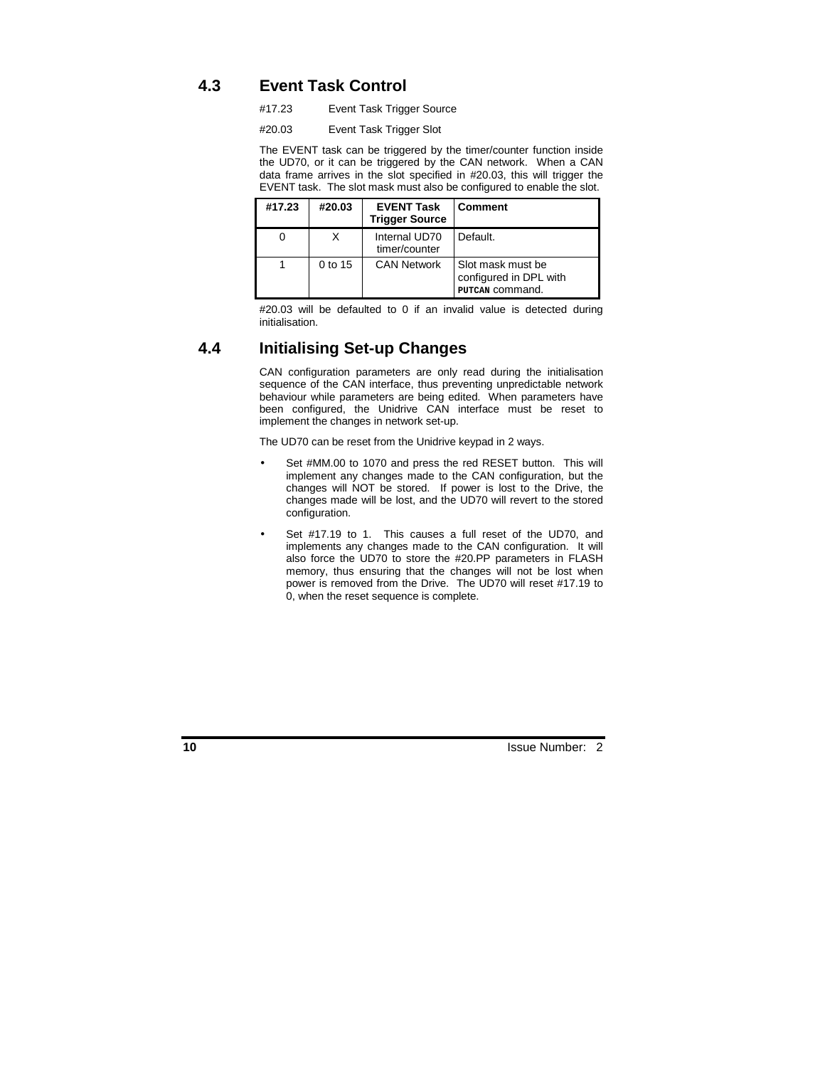## 4.3 Event Task Control

#17.23 Event Task Trigger Source

#20.03 Event Task Trigger Slot

The EVENT task can be triggered by the timer/counter function inside the UD70, or it can be triggered by the CAN network. When a CAN data frame arrives in the slot specified in #20.03, this will trigger the EVENT task. The slot mask must also be configured to enable the slot.

| #17.23 | #20.03 | EVENT Task Trigger Source | Comment |
|---|---|---|---|
| 0 | X | Internal UD70 timer/counter | Default. |
| 1 | 0 to 15 | CAN Network | Slot mask must be configured in DPL with `PUTCAN` command. |

#20.03 will be defaulted to 0 if an invalid value is detected during initialisation.

## 4.4 Initialising Set-up Changes

CAN configuration parameters are only read during the initialisation sequence of the CAN interface, thus preventing unpredictable network behaviour while parameters are being edited. When parameters have been configured, the Unidrive CAN interface must be reset to implement the changes in network set-up.

The UD70 can be reset from the Unidrive keypad in 2 ways.

- Set #MM.00 to 1070 and press the red RESET button. This will implement any changes made to the CAN configuration, but the changes will NOT be stored. If power is lost to the Drive, the changes made will be lost, and the UD70 will revert to the stored configuration.
- Set #17.19 to 1. This causes a full reset of the UD70, and implements any changes made to the CAN configuration. It will also force the UD70 to store the #20.PP parameters in FLASH memory, thus ensuring that the changes will not be lost when power is removed from the Drive. The UD70 will reset #17.19 to 0, when the reset sequence is complete.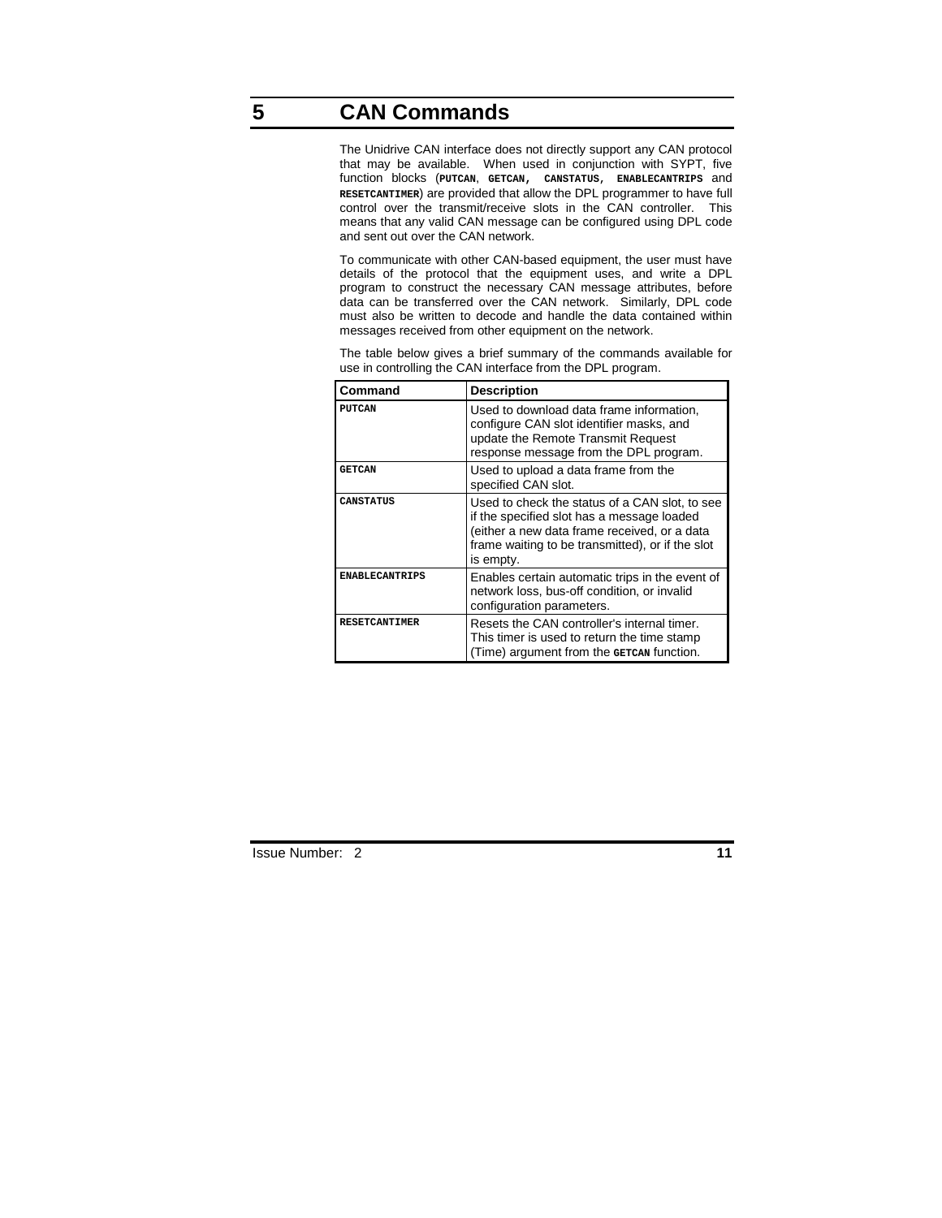# 5 CAN Commands

The Unidrive CAN interface does not directly support any CAN protocol that may be available. When used in conjunction with SYPT, five function blocks (**PUTCAN**, **GETCAN, CANSTATUS, ENABLECANTRIPS** and **RESETCANTIMER**) are provided that allow the DPL programmer to have full control over the transmit/receive slots in the CAN controller. This means that any valid CAN message can be configured using DPL code and sent out over the CAN network.

To communicate with other CAN-based equipment, the user must have details of the protocol that the equipment uses, and write a DPL program to construct the necessary CAN message attributes, before data can be transferred over the CAN network. Similarly, DPL code must also be written to decode and handle the data contained within messages received from other equipment on the network.

The table below gives a brief summary of the commands available for use in controlling the CAN interface from the DPL program.

| Command | Description |
| --- | --- |
| **PUTCAN** | Used to download data frame information, configure CAN slot identifier masks, and update the Remote Transmit Request response message from the DPL program. |
| **GETCAN** | Used to upload a data frame from the specified CAN slot. |
| **CANSTATUS** | Used to check the status of a CAN slot, to see if the specified slot has a message loaded (either a new data frame received, or a data frame waiting to be transmitted), or if the slot is empty. |
| **ENABLECANTRIPS** | Enables certain automatic trips in the event of network loss, bus-off condition, or invalid configuration parameters. |
| **RESETCANTIMER** | Resets the CAN controller's internal timer. This timer is used to return the time stamp (Time) argument from the **GETCAN** function. |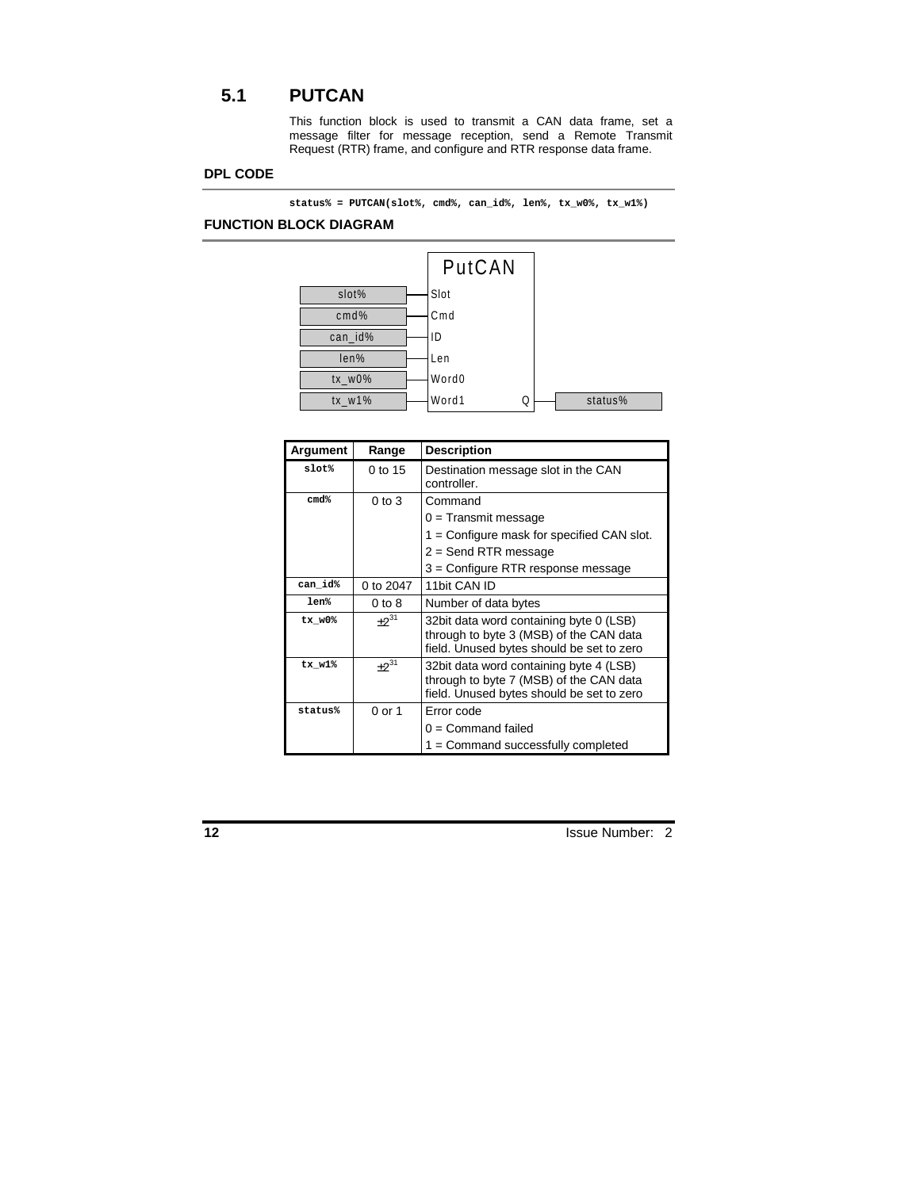## 5.1 PUTCAN

This function block is used to transmit a CAN data frame, set a message filter for message reception, send a Remote Transmit Request (RTR) frame, and configure and RTR response data frame.

### DPL CODE

```
status% = PUTCAN(slot%, cmd%, can_id%, len%, tx_w0%, tx_w1%)
```

### FUNCTION BLOCK DIAGRAM

| Input | PutCAN | Output |
|---|---|---|
| slot% | Slot | |
| cmd% | Cmd | |
| can_id% | ID | |
| len% | Len | |
| tx_w0% | Word0 | |
| tx_w1% | Word1 / Q | status% |

| Argument | Range | Description |
|---|---|---|
| **slot%** | 0 to 15 | Destination message slot in the CAN controller. |
| **cmd%** | 0 to 3 | Command |
| | | 0 = Transmit message |
| | | 1 = Configure mask for specified CAN slot. |
| | | 2 = Send RTR message |
| | | 3 = Configure RTR response message |
| **can_id%** | 0 to 2047 | 11bit CAN ID |
| **len%** | 0 to 8 | Number of data bytes |
| **tx_w0%** | $\pm 2^{31}$ | 32bit data word containing byte 0 (LSB) through to byte 3 (MSB) of the CAN data field. Unused bytes should be set to zero |
| **tx_w1%** | $\pm 2^{31}$ | 32bit data word containing byte 4 (LSB) through to byte 7 (MSB) of the CAN data field. Unused bytes should be set to zero |
| **status%** | 0 or 1 | Error code |
| | | 0 = Command failed |
| | | 1 = Command successfully completed |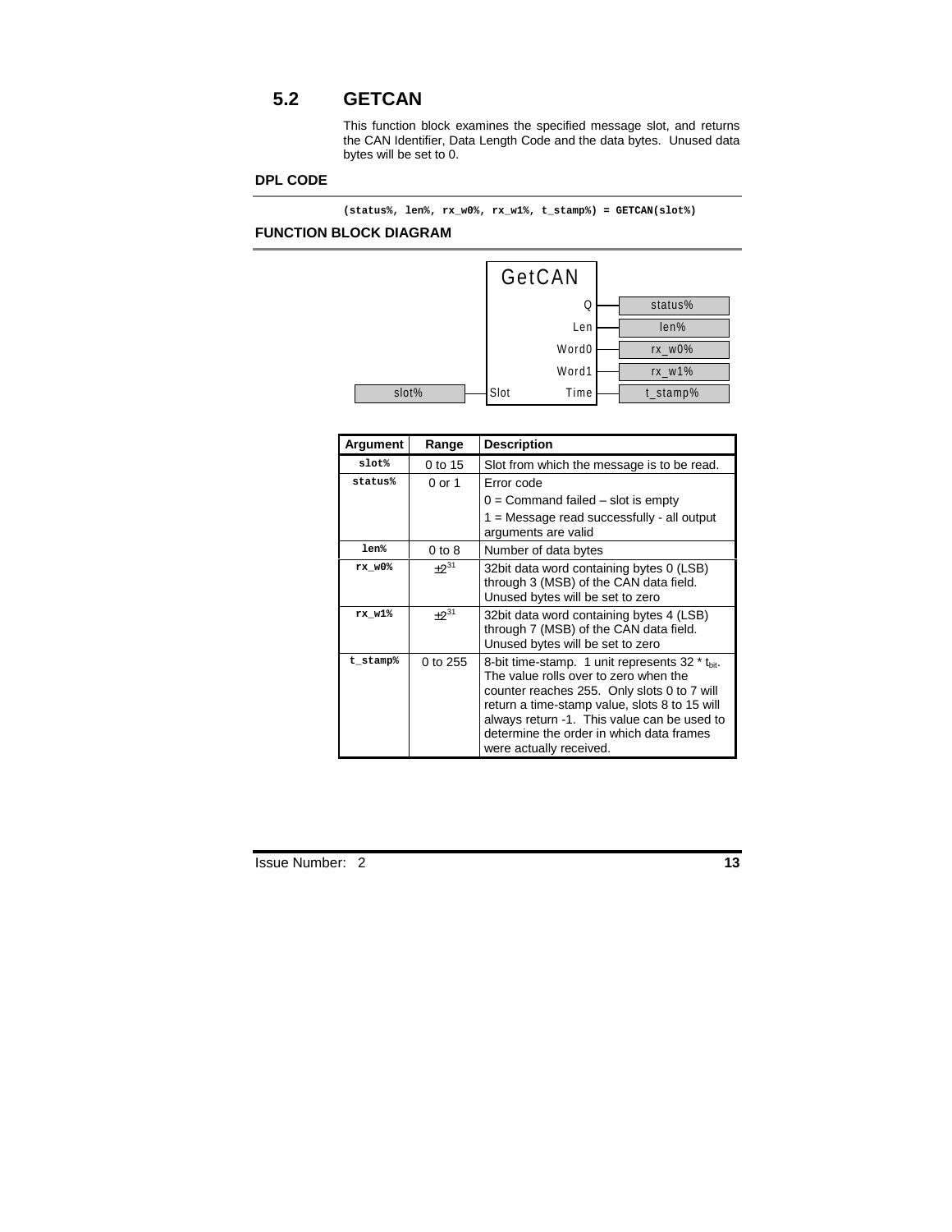## 5.2 GETCAN

This function block examines the specified message slot, and returns the CAN Identifier, Data Length Code and the data bytes. Unused data bytes will be set to 0.

### DPL CODE

```
(status%, len%, rx_w0%, rx_w1%, t_stamp%) = GETCAN(slot%)
```

### FUNCTION BLOCK DIAGRAM

```
                         +-----------------+
                         | GetCAN          |
                         |               Q |----- status%
                         |             Len |----- len%
                         |           Word0 |----- rx_w0%
                         |           Word1 |----- rx_w1%
   slot% ----------------| Slot       Time |----- t_stamp%
                         +-----------------+
```

| Argument | Range | Description |
|---|---|---|
| `slot%` | 0 to 15 | Slot from which the message is to be read. |
| `status%` | 0 or 1 | Error code<br>0 = Command failed – slot is empty<br>1 = Message read successfully - all output arguments are valid |
| `len%` | 0 to 8 | Number of data bytes |
| `rx_w0%` | $\pm 2^{31}$ | 32bit data word containing bytes 0 (LSB) through 3 (MSB) of the CAN data field. Unused bytes will be set to zero |
| `rx_w1%` | $\pm 2^{31}$ | 32bit data word containing bytes 4 (LSB) through 7 (MSB) of the CAN data field. Unused bytes will be set to zero |
| `t_stamp%` | 0 to 255 | 8-bit time-stamp. 1 unit represents 32 * $t_{bit}$. The value rolls over to zero when the counter reaches 255. Only slots 0 to 7 will return a time-stamp value, slots 8 to 15 will always return -1. This value can be used to determine the order in which data frames were actually received. |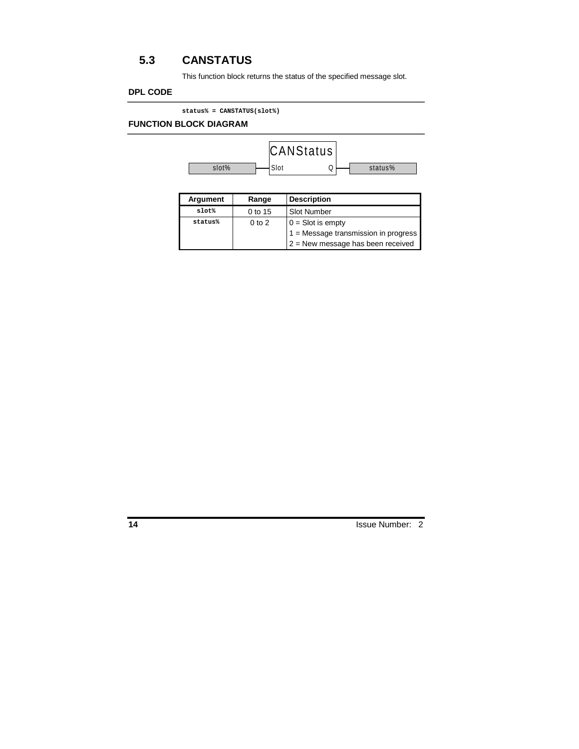## 5.3 CANSTATUS

This function block returns the status of the specified message slot.

**DPL CODE**

```
status% = CANSTATUS(slot%)
```

**FUNCTION BLOCK DIAGRAM**

```
                 CANStatus
slot% ─── Slot            Q ─── status%
```

| Argument | Range | Description |
|---|---|---|
| `slot%` | 0 to 15 | Slot Number |
| `status%` | 0 to 2 | 0 = Slot is empty<br>1 = Message transmission in progress<br>2 = New message has been received |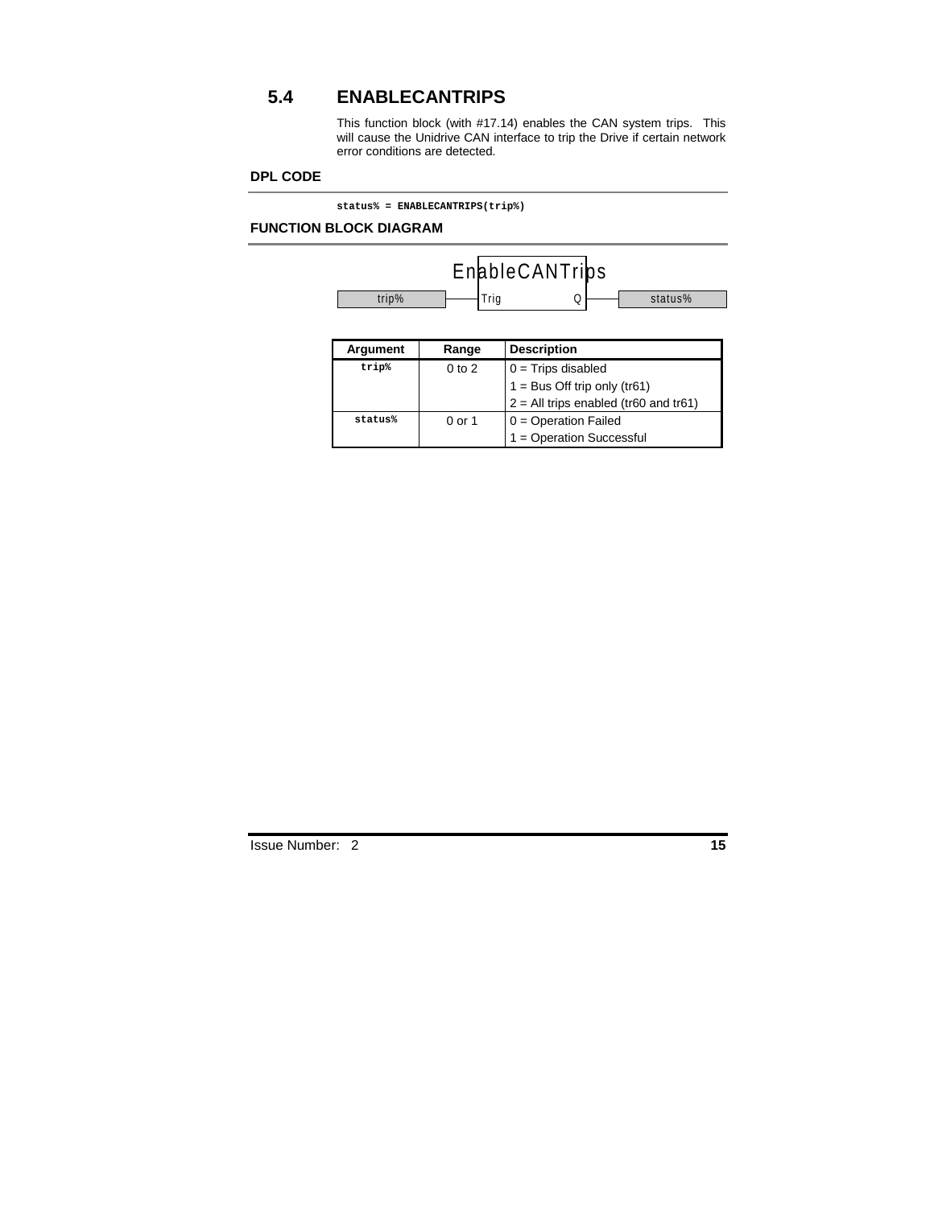## 5.4 ENABLECANTRIPS

This function block (with #17.14) enables the CAN system trips. This will cause the Unidrive CAN interface to trip the Drive if certain network error conditions are detected.

**DPL CODE**

```
status% = ENABLECANTRIPS(trip%)
```

**FUNCTION BLOCK DIAGRAM**

EnableCANTrips

trip% → Trig | Q → status%

| Argument | Range | Description |
|---|---|---|
| `trip%` | 0 to 2 | 0 = Trips disabled<br>1 = Bus Off trip only (tr61)<br>2 = All trips enabled (tr60 and tr61) |
| `status%` | 0 or 1 | 0 = Operation Failed<br>1 = Operation Successful |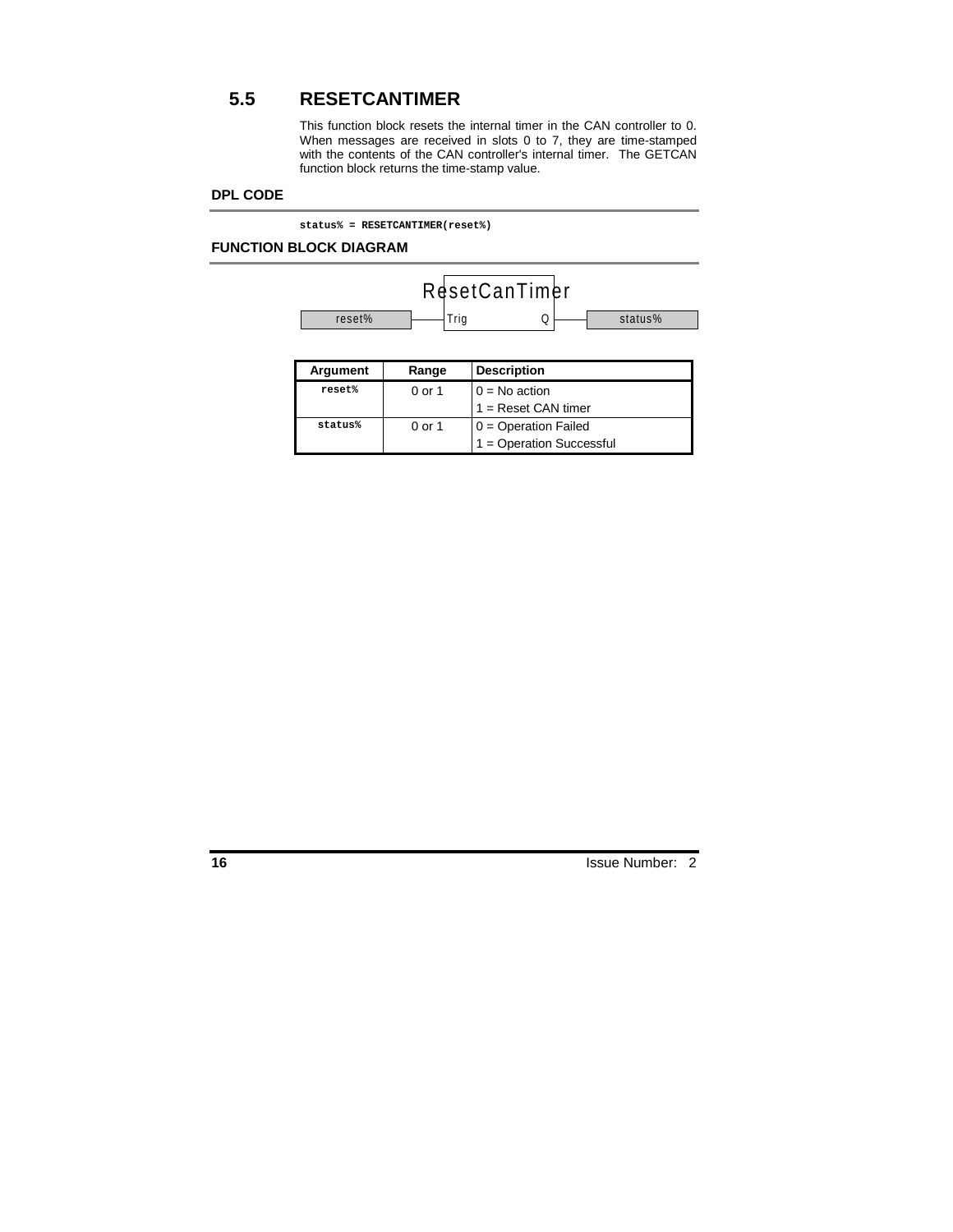## 5.5 RESETCANTIMER

This function block resets the internal timer in the CAN controller to 0. When messages are received in slots 0 to 7, they are time-stamped with the contents of the CAN controller's internal timer. The GETCAN function block returns the time-stamp value.

**DPL CODE**

```
status% = RESETCANTIMER(reset%)
```

**FUNCTION BLOCK DIAGRAM**

```
                    ResetCanTimer
reset% ———— Trig              Q ———— status%
```

| Argument | Range | Description |
|---|---|---|
| `reset%` | 0 or 1 | 0 = No action<br>1 = Reset CAN timer |
| `status%` | 0 or 1 | 0 = Operation Failed<br>1 = Operation Successful |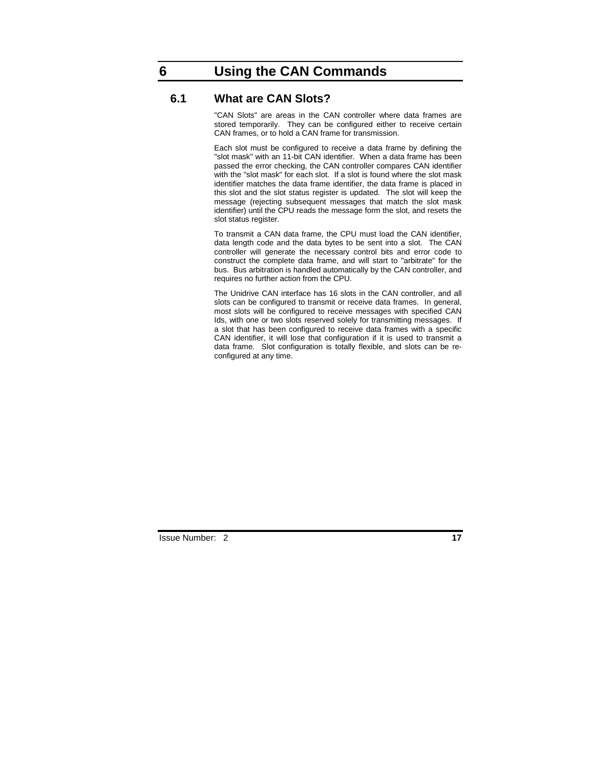# 6 Using the CAN Commands

## 6.1 What are CAN Slots?

"CAN Slots" are areas in the CAN controller where data frames are stored temporarily. They can be configured either to receive certain CAN frames, or to hold a CAN frame for transmission.

Each slot must be configured to receive a data frame by defining the "slot mask" with an 11-bit CAN identifier. When a data frame has been passed the error checking, the CAN controller compares CAN identifier with the "slot mask" for each slot. If a slot is found where the slot mask identifier matches the data frame identifier, the data frame is placed in this slot and the slot status register is updated. The slot will keep the message (rejecting subsequent messages that match the slot mask identifier) until the CPU reads the message form the slot, and resets the slot status register.

To transmit a CAN data frame, the CPU must load the CAN identifier, data length code and the data bytes to be sent into a slot. The CAN controller will generate the necessary control bits and error code to construct the complete data frame, and will start to "arbitrate" for the bus. Bus arbitration is handled automatically by the CAN controller, and requires no further action from the CPU.

The Unidrive CAN interface has 16 slots in the CAN controller, and all slots can be configured to transmit or receive data frames. In general, most slots will be configured to receive messages with specified CAN Ids, with one or two slots reserved solely for transmitting messages. If a slot that has been configured to receive data frames with a specific CAN identifier, it will lose that configuration if it is used to transmit a data frame. Slot configuration is totally flexible, and slots can be re-configured at any time.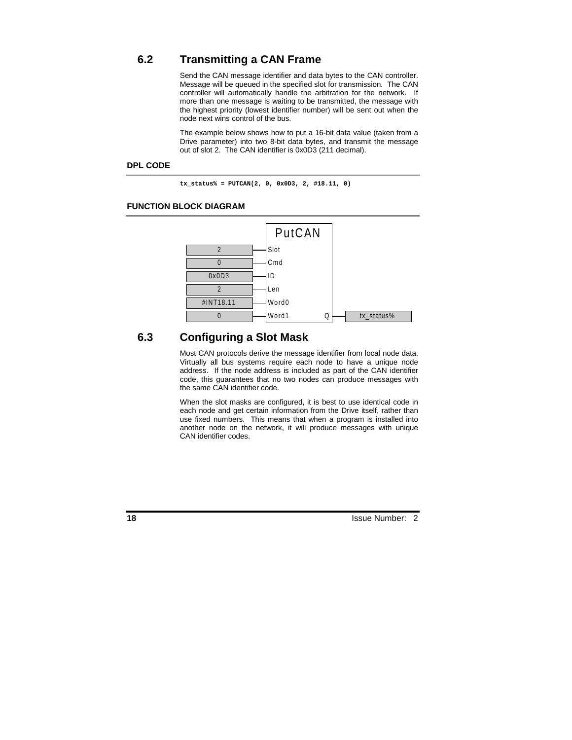## 6.2 Transmitting a CAN Frame

Send the CAN message identifier and data bytes to the CAN controller. Message will be queued in the specified slot for transmission. The CAN controller will automatically handle the arbitration for the network. If more than one message is waiting to be transmitted, the message with the highest priority (lowest identifier number) will be sent out when the node next wins control of the bus.

The example below shows how to put a 16-bit data value (taken from a Drive parameter) into two 8-bit data bytes, and transmit the message out of slot 2. The CAN identifier is 0x0D3 (211 decimal).

**DPL CODE**

```
tx_status% = PUTCAN(2, 0, 0x0D3, 2, #18.11, 0)
```

**FUNCTION BLOCK DIAGRAM**

PutCAN

| Input value | Input |
|---|---|
| 2 | Slot |
| 0 | Cmd |
| 0x0D3 | ID |
| 2 | Len |
| #INT18.11 | Word0 |
| 0 | Word1 |

Output: Q → tx_status%

## 6.3 Configuring a Slot Mask

Most CAN protocols derive the message identifier from local node data. Virtually all bus systems require each node to have a unique node address. If the node address is included as part of the CAN identifier code, this guarantees that no two nodes can produce messages with the same CAN identifier code.

When the slot masks are configured, it is best to use identical code in each node and get certain information from the Drive itself, rather than use fixed numbers. This means that when a program is installed into another node on the network, it will produce messages with unique CAN identifier codes.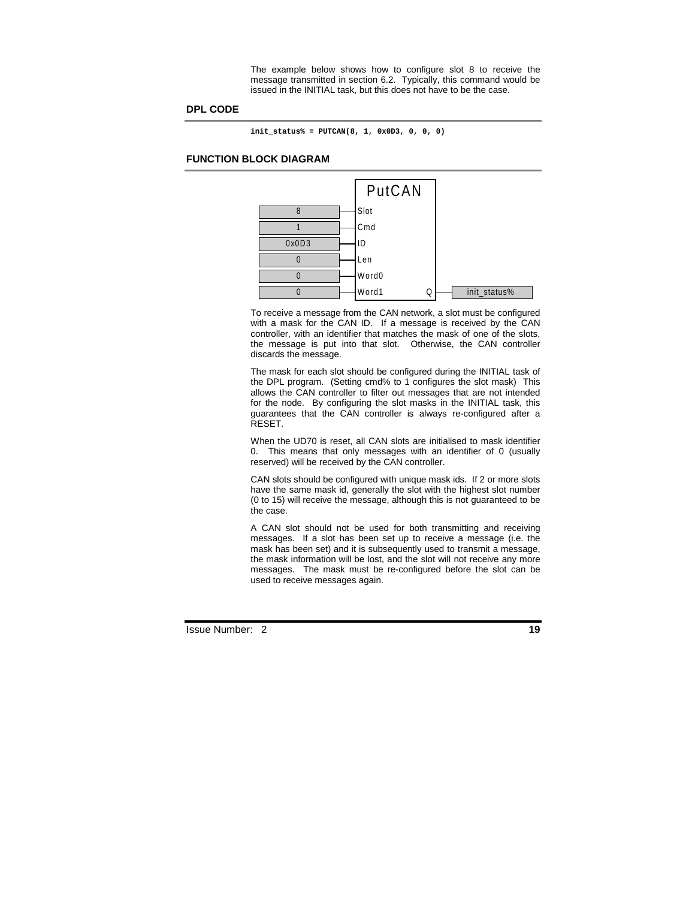The example below shows how to configure slot 8 to receive the message transmitted in section 6.2. Typically, this command would be issued in the INITIAL task, but this does not have to be the case.

## DPL CODE

```
init_status% = PUTCAN(8, 1, 0x0D3, 0, 0, 0)
```

## FUNCTION BLOCK DIAGRAM

| Input value | PutCAN input |
|---|---|
| 8 | Slot |
| 1 | Cmd |
| 0x0D3 | ID |
| 0 | Len |
| 0 | Word0 |
| 0 | Word1 |

PutCAN output Q → init_status%

To receive a message from the CAN network, a slot must be configured with a mask for the CAN ID. If a message is received by the CAN controller, with an identifier that matches the mask of one of the slots, the message is put into that slot. Otherwise, the CAN controller discards the message.

The mask for each slot should be configured during the INITIAL task of the DPL program. (Setting cmd% to 1 configures the slot mask) This allows the CAN controller to filter out messages that are not intended for the node. By configuring the slot masks in the INITIAL task, this guarantees that the CAN controller is always re-configured after a RESET.

When the UD70 is reset, all CAN slots are initialised to mask identifier 0. This means that only messages with an identifier of 0 (usually reserved) will be received by the CAN controller.

CAN slots should be configured with unique mask ids. If 2 or more slots have the same mask id, generally the slot with the highest slot number (0 to 15) will receive the message, although this is not guaranteed to be the case.

A CAN slot should not be used for both transmitting and receiving messages. If a slot has been set up to receive a message (i.e. the mask has been set) and it is subsequently used to transmit a message, the mask information will be lost, and the slot will not receive any more messages. The mask must be re-configured before the slot can be used to receive messages again.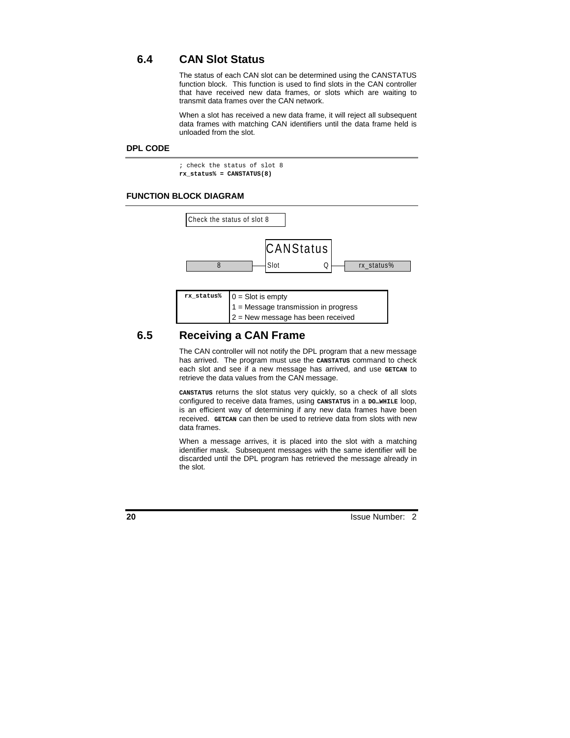## 6.4 CAN Slot Status

The status of each CAN slot can be determined using the CANSTATUS function block. This function is used to find slots in the CAN controller that have received new data frames, or slots which are waiting to transmit data frames over the CAN network.

When a slot has received a new data frame, it will reject all subsequent data frames with matching CAN identifiers until the data frame held is unloaded from the slot.

**DPL CODE**

```
; check the status of slot 8
rx_status% = CANSTATUS(8)
```

**FUNCTION BLOCK DIAGRAM**

Check the status of slot 8

8 — Slot [CANStatus] Q — rx_status%

| rx_status% | 0 = Slot is empty<br>1 = Message transmission in progress<br>2 = New message has been received |
|---|---|

## 6.5 Receiving a CAN Frame

The CAN controller will not notify the DPL program that a new message has arrived. The program must use the **CANSTATUS** command to check each slot and see if a new message has arrived, and use **GETCAN** to retrieve the data values from the CAN message.

**CANSTATUS** returns the slot status very quickly, so a check of all slots configured to receive data frames, using **CANSTATUS** in a **DO…WHILE** loop, is an efficient way of determining if any new data frames have been received. **GETCAN** can then be used to retrieve data from slots with new data frames.

When a message arrives, it is placed into the slot with a matching identifier mask. Subsequent messages with the same identifier will be discarded until the DPL program has retrieved the message already in the slot.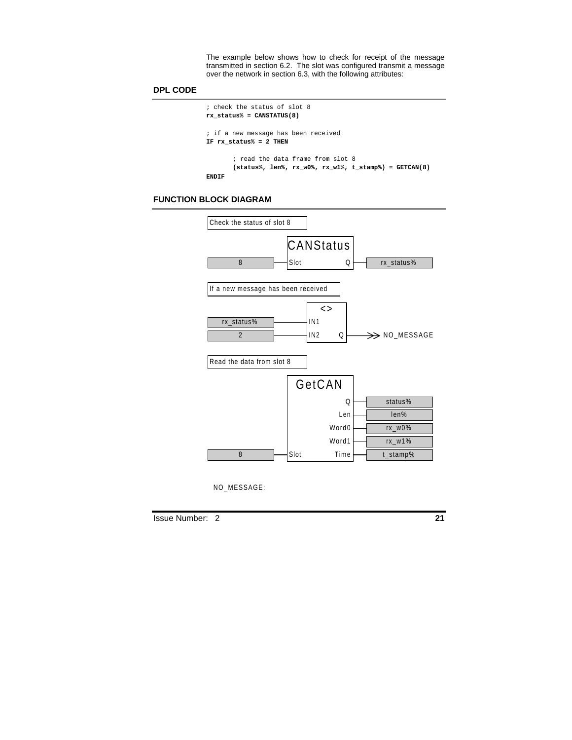The example below shows how to check for receipt of the message transmitted in section 6.2. The slot was configured transmit a message over the network in section 6.3, with the following attributes:

### DPL CODE

```
; check the status of slot 8
rx_status% = CANSTATUS(8)

; if a new message has been received
IF rx_status% = 2 THEN

       ; read the data frame from slot 8
       (status%, len%, rx_w0%, rx_w1%, t_stamp%) = GETCAN(8)
ENDIF
```

### FUNCTION BLOCK DIAGRAM

```
Check the status of slot 8

                 CANStatus
8 ------------- Slot      Q ------------- rx_status%

If a new message has been received

                     <>
rx_status% -------- IN1
2 ----------------- IN2   Q ------>> NO_MESSAGE

Read the data from slot 8

                 GetCAN
                          Q ------------- status%
                        Len ------------- len%
                      Word0 ------------- rx_w0%
                      Word1 ------------- rx_w1%
8 ------------- Slot   Time ------------- t_stamp%

NO_MESSAGE:
```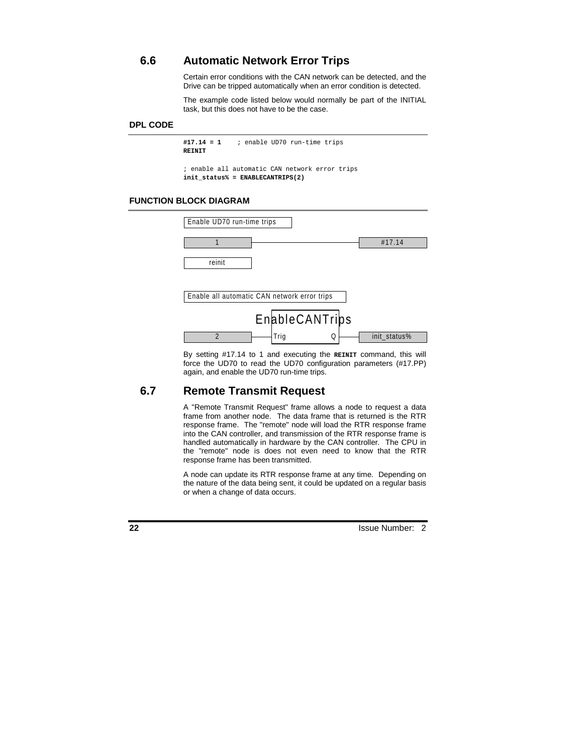## 6.6 Automatic Network Error Trips

Certain error conditions with the CAN network can be detected, and the Drive can be tripped automatically when an error condition is detected.

The example code listed below would normally be part of the INITIAL task, but this does not have to be the case.

### DPL CODE

```
#17.14 = 1    ; enable UD70 run-time trips
REINIT

; enable all automatic CAN network error trips
init_status% = ENABLECANTRIPS(2)
```

### FUNCTION BLOCK DIAGRAM

Enable UD70 run-time trips

1 —— #17.14

reinit

Enable all automatic CAN network error trips

EnableCANTrips

2 —— Trig    Q —— init_status%

By setting #17.14 to 1 and executing the **REINIT** command, this will force the UD70 to read the UD70 configuration parameters (#17.PP) again, and enable the UD70 run-time trips.

## 6.7 Remote Transmit Request

A "Remote Transmit Request" frame allows a node to request a data frame from another node. The data frame that is returned is the RTR response frame. The "remote" node will load the RTR response frame into the CAN controller, and transmission of the RTR response frame is handled automatically in hardware by the CAN controller. The CPU in the "remote" node is does not even need to know that the RTR response frame has been transmitted.

A node can update its RTR response frame at any time. Depending on the nature of the data being sent, it could be updated on a regular basis or when a change of data occurs.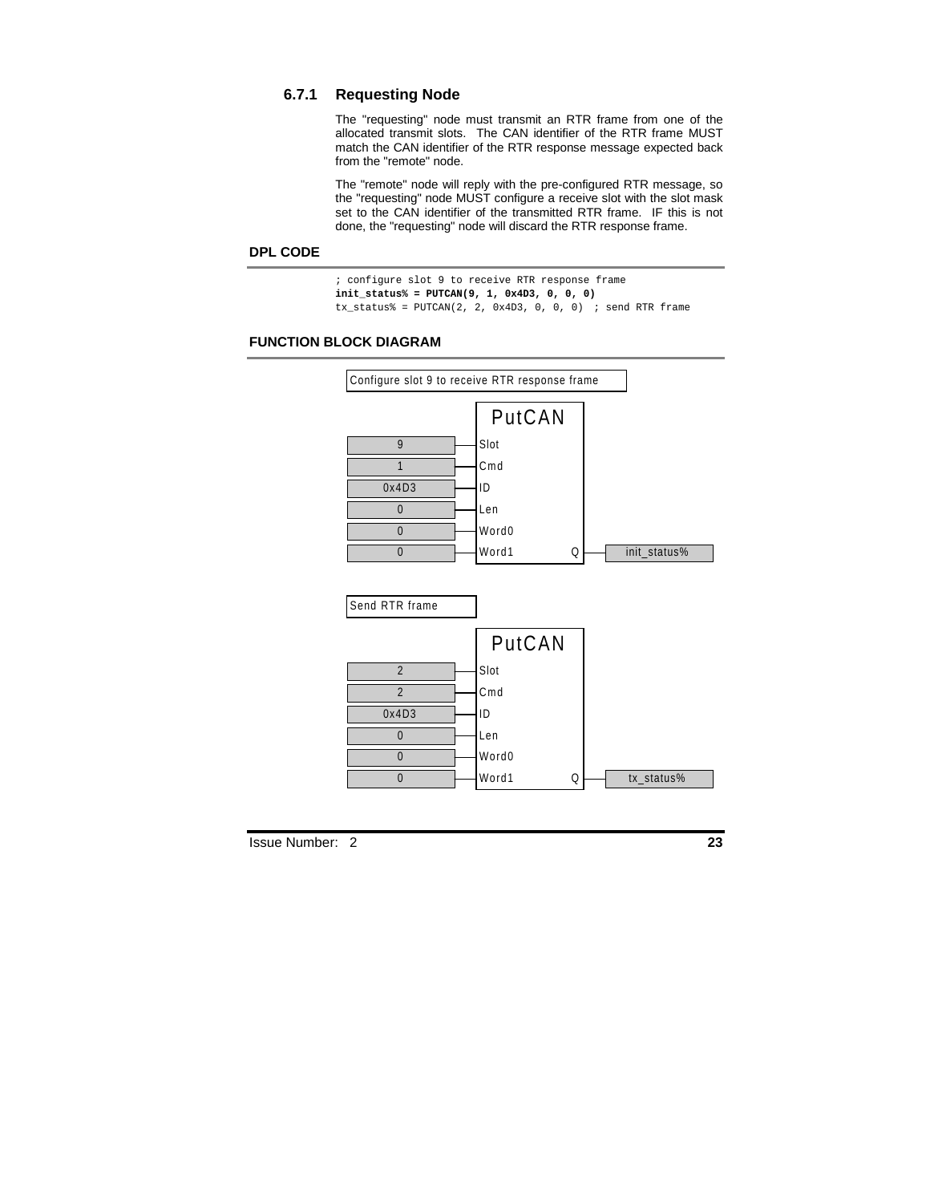### 6.7.1 Requesting Node

The "requesting" node must transmit an RTR frame from one of the allocated transmit slots. The CAN identifier of the RTR frame MUST match the CAN identifier of the RTR response message expected back from the "remote" node.

The "remote" node will reply with the pre-configured RTR message, so the "requesting" node MUST configure a receive slot with the slot mask set to the CAN identifier of the transmitted RTR frame. IF this is not done, the "requesting" node will discard the RTR response frame.

#### DPL CODE

```
; configure slot 9 to receive RTR response frame
init_status% = PUTCAN(9, 1, 0x4D3, 0, 0, 0)
tx_status% = PUTCAN(2, 2, 0x4D3, 0, 0, 0)  ; send RTR frame
```

#### FUNCTION BLOCK DIAGRAM

Configure slot 9 to receive RTR response frame

PutCAN

| Input | Value |
|---|---|
| Slot | 9 |
| Cmd | 1 |
| ID | 0x4D3 |
| Len | 0 |
| Word0 | 0 |
| Word1 | 0 |
| Q (output) | init_status% |

Send RTR frame

PutCAN

| Input | Value |
|---|---|
| Slot | 2 |
| Cmd | 2 |
| ID | 0x4D3 |
| Len | 0 |
| Word0 | 0 |
| Word1 | 0 |
| Q (output) | tx_status% |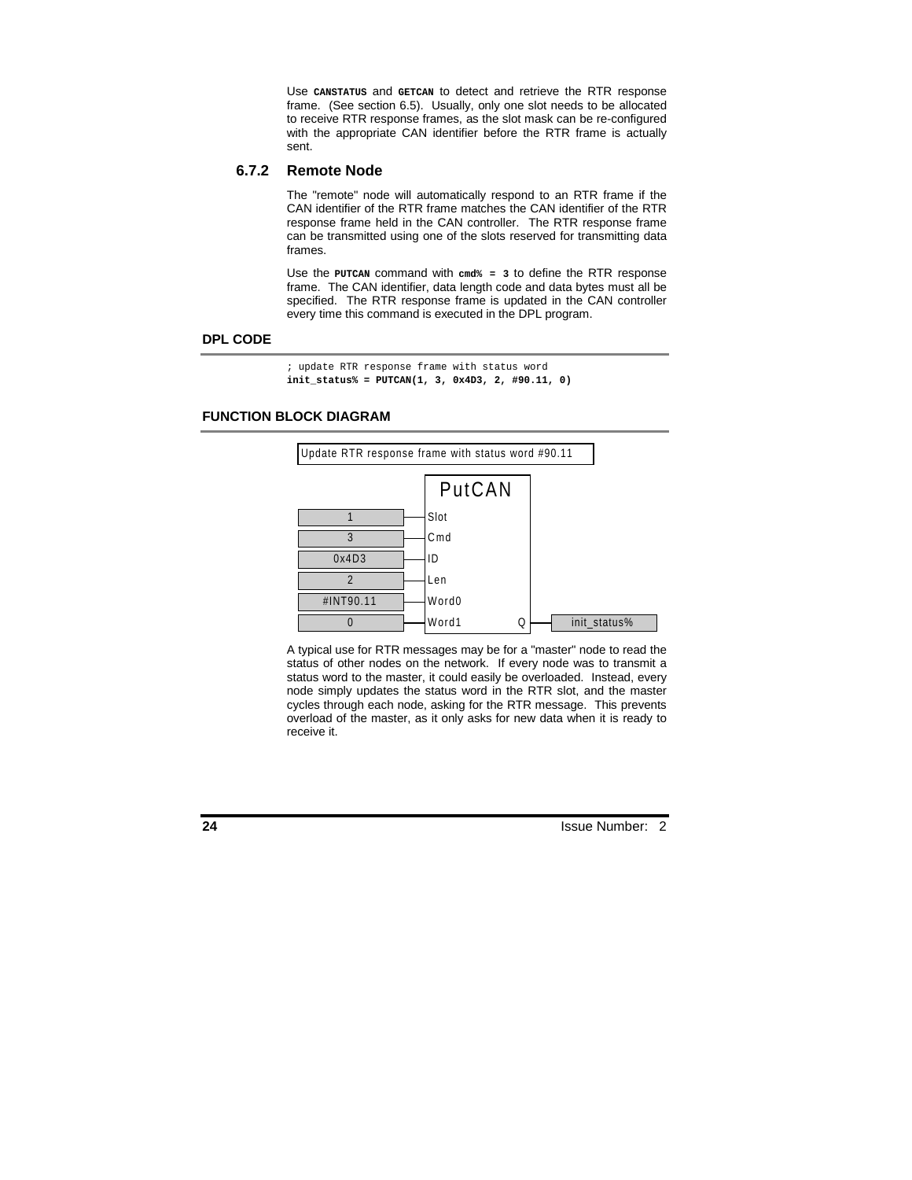Use **CANSTATUS** and **GETCAN** to detect and retrieve the RTR response frame. (See section 6.5). Usually, only one slot needs to be allocated to receive RTR response frames, as the slot mask can be re-configured with the appropriate CAN identifier before the RTR frame is actually sent.

### 6.7.2 Remote Node

The "remote" node will automatically respond to an RTR frame if the CAN identifier of the RTR frame matches the CAN identifier of the RTR response frame held in the CAN controller. The RTR response frame can be transmitted using one of the slots reserved for transmitting data frames.

Use the **PUTCAN** command with **cmd% = 3** to define the RTR response frame. The CAN identifier, data length code and data bytes must all be specified. The RTR response frame is updated in the CAN controller every time this command is executed in the DPL program.

**DPL CODE**

```
; update RTR response frame with status word
init_status% = PUTCAN(1, 3, 0x4D3, 2, #90.11, 0)
```

**FUNCTION BLOCK DIAGRAM**

Update RTR response frame with status word #90.11

| Input | PutCAN |
|---|---|
| 1 | Slot |
| 3 | Cmd |
| 0x4D3 | ID |
| 2 | Len |
| #INT90.11 | Word0 |
| 0 | Word1 |

Q → init_status%

A typical use for RTR messages may be for a "master" node to read the status of other nodes on the network. If every node was to transmit a status word to the master, it could easily be overloaded. Instead, every node simply updates the status word in the RTR slot, and the master cycles through each node, asking for the RTR message. This prevents overload of the master, as it only asks for new data when it is ready to receive it.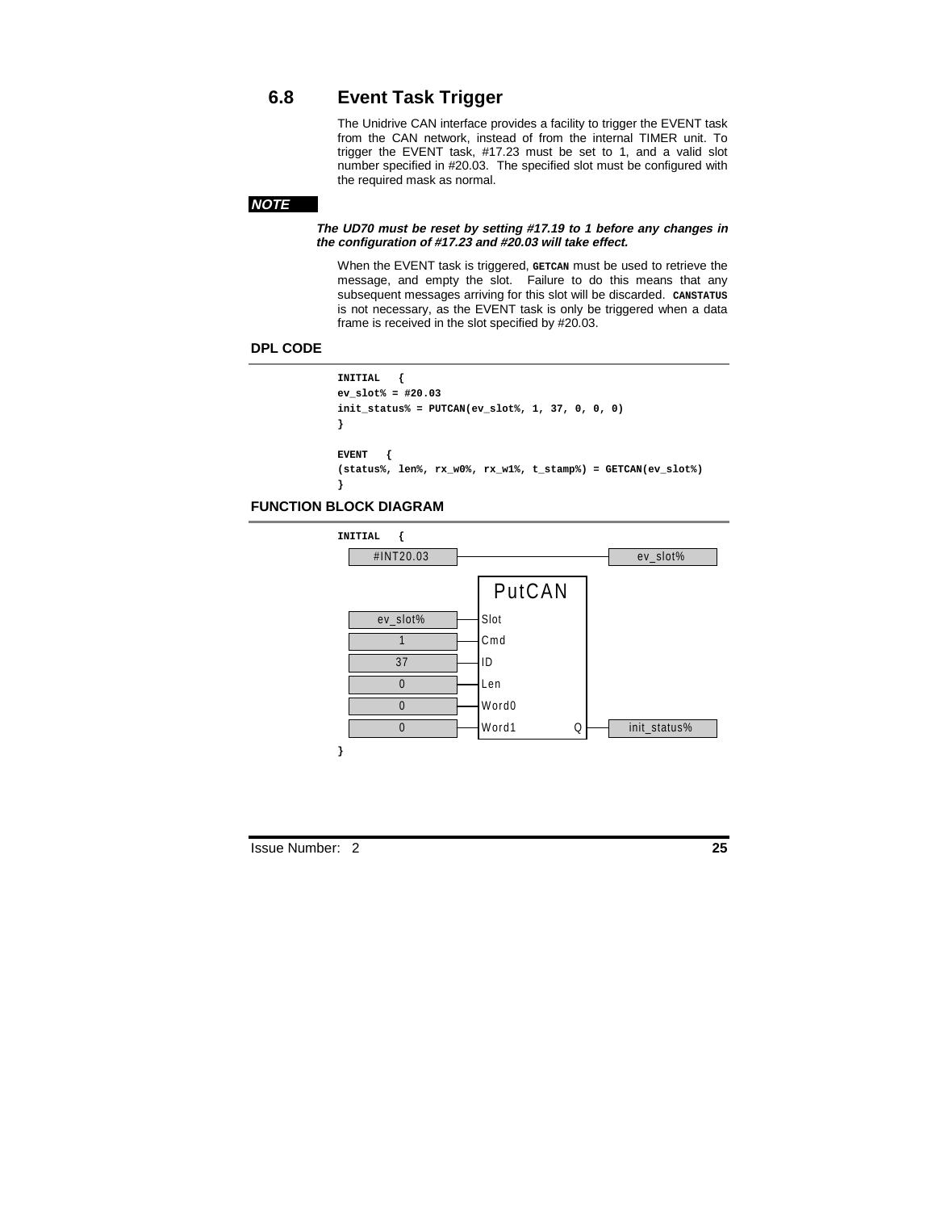## 6.8 Event Task Trigger

The Unidrive CAN interface provides a facility to trigger the EVENT task from the CAN network, instead of from the internal TIMER unit. To trigger the EVENT task, #17.23 must be set to 1, and a valid slot number specified in #20.03. The specified slot must be configured with the required mask as normal.

***NOTE***

***The UD70 must be reset by setting #17.19 to 1 before any changes in the configuration of #17.23 and #20.03 will take effect.***

When the EVENT task is triggered, **GETCAN** must be used to retrieve the message, and empty the slot. Failure to do this means that any subsequent messages arriving for this slot will be discarded. **CANSTATUS** is not necessary, as the EVENT task is only be triggered when a data frame is received in the slot specified by #20.03.

**DPL CODE**

```
INITIAL   {
ev_slot% = #20.03
init_status% = PUTCAN(ev_slot%, 1, 37, 0, 0, 0)
}

EVENT   {
(status%, len%, rx_w0%, rx_w1%, t_stamp%) = GETCAN(ev_slot%)
}
```

**FUNCTION BLOCK DIAGRAM**

```
INITIAL   {
#INT20.03 ------------------------------ ev_slot%

              PutCAN
ev_slot% ---- Slot
1 ----------- Cmd
37 ---------- ID
0 ----------- Len
0 ----------- Word0
0 ----------- Word1          Q ---- init_status%
}
```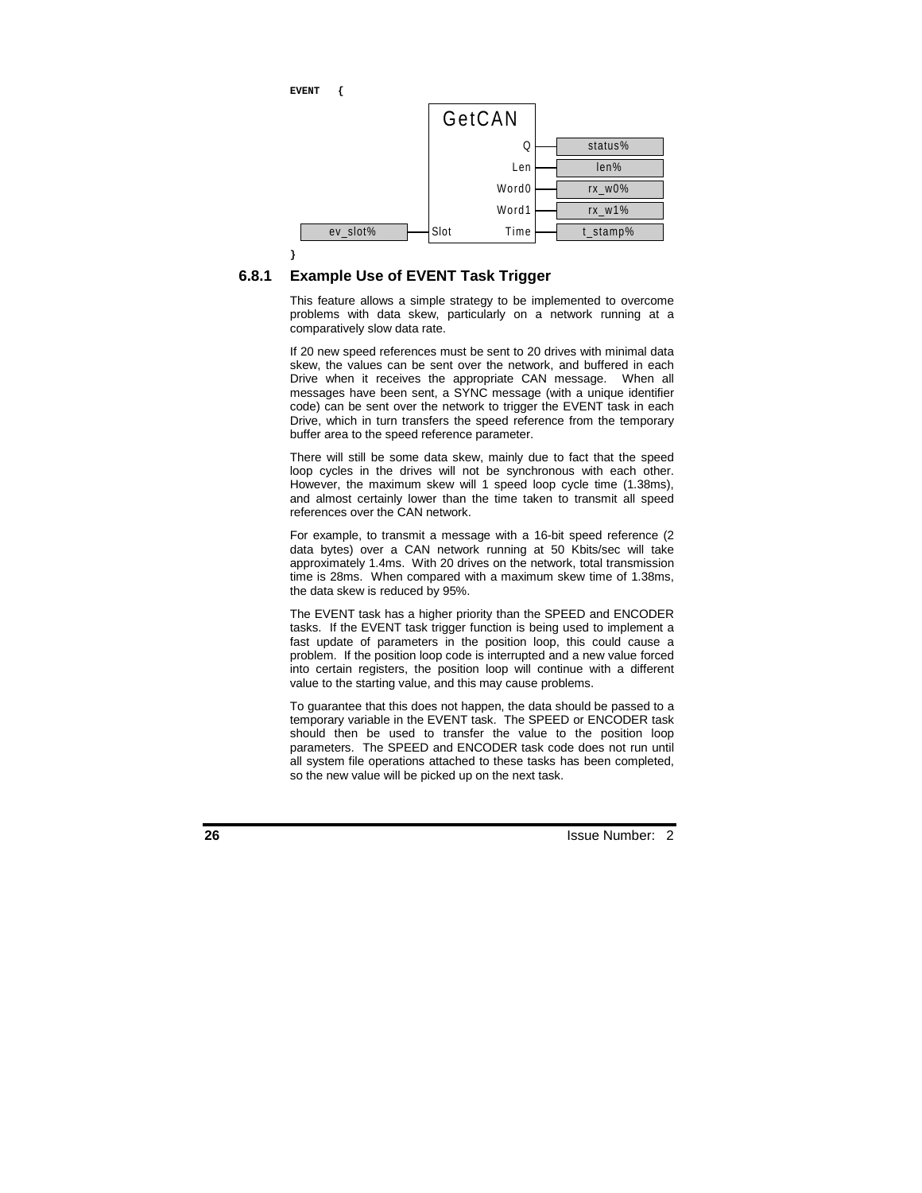```
EVENT {
```

| Input | GetCAN | Output |
| --- | --- | --- |
| | Q | status% |
| | Len | len% |
| | Word0 | rx_w0% |
| | Word1 | rx_w1% |
| ev_slot% | Slot / Time | t_stamp% |

```
}
```

### 6.8.1 Example Use of EVENT Task Trigger

This feature allows a simple strategy to be implemented to overcome problems with data skew, particularly on a network running at a comparatively slow data rate.

If 20 new speed references must be sent to 20 drives with minimal data skew, the values can be sent over the network, and buffered in each Drive when it receives the appropriate CAN message. When all messages have been sent, a SYNC message (with a unique identifier code) can be sent over the network to trigger the EVENT task in each Drive, which in turn transfers the speed reference from the temporary buffer area to the speed reference parameter.

There will still be some data skew, mainly due to fact that the speed loop cycles in the drives will not be synchronous with each other. However, the maximum skew will 1 speed loop cycle time (1.38ms), and almost certainly lower than the time taken to transmit all speed references over the CAN network.

For example, to transmit a message with a 16-bit speed reference (2 data bytes) over a CAN network running at 50 Kbits/sec will take approximately 1.4ms. With 20 drives on the network, total transmission time is 28ms. When compared with a maximum skew time of 1.38ms, the data skew is reduced by 95%.

The EVENT task has a higher priority than the SPEED and ENCODER tasks. If the EVENT task trigger function is being used to implement a fast update of parameters in the position loop, this could cause a problem. If the position loop code is interrupted and a new value forced into certain registers, the position loop will continue with a different value to the starting value, and this may cause problems.

To guarantee that this does not happen, the data should be passed to a temporary variable in the EVENT task. The SPEED or ENCODER task should then be used to transfer the value to the position loop parameters. The SPEED and ENCODER task code does not run until all system file operations attached to these tasks has been completed, so the new value will be picked up on the next task.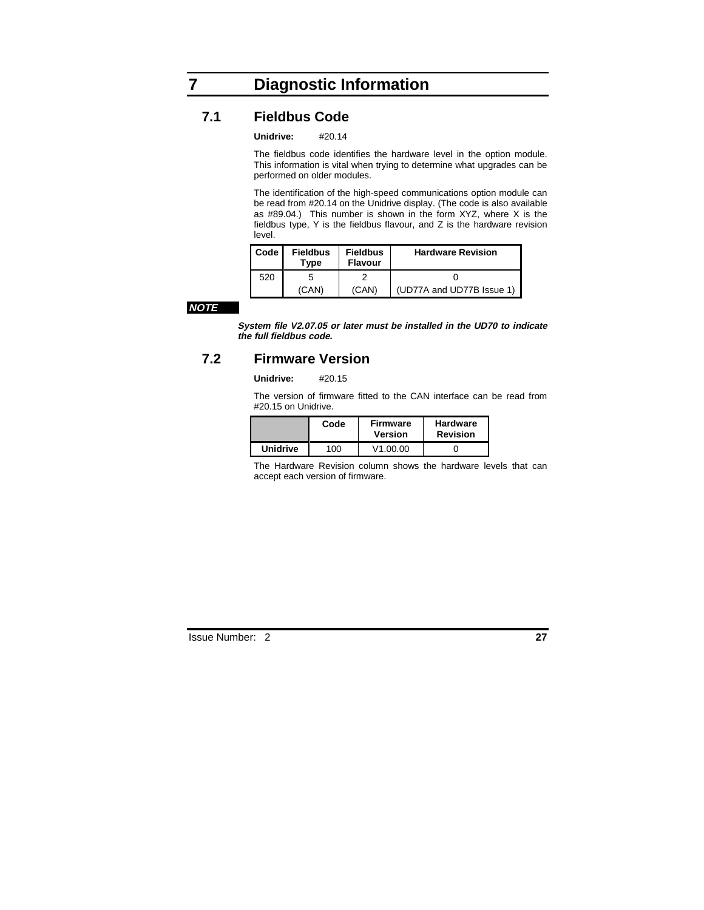# 7 Diagnostic Information

## 7.1 Fieldbus Code

**Unidrive:** #20.14

The fieldbus code identifies the hardware level in the option module. This information is vital when trying to determine what upgrades can be performed on older modules.

The identification of the high-speed communications option module can be read from #20.14 on the Unidrive display. (The code is also available as #89.04.) This number is shown in the form XYZ, where X is the fieldbus type, Y is the fieldbus flavour, and Z is the hardware revision level.

| Code | Fieldbus Type | Fieldbus Flavour | Hardware Revision |
|---|---|---|---|
| 520 | 5<br>(CAN) | 2<br>(CAN) | 0<br>(UD77A and UD77B Issue 1) |

***NOTE***

***System file V2.07.05 or later must be installed in the UD70 to indicate the full fieldbus code.***

## 7.2 Firmware Version

**Unidrive:** #20.15

The version of firmware fitted to the CAN interface can be read from #20.15 on Unidrive.

| | Code | Firmware Version | Hardware Revision |
|---|---|---|---|
| **Unidrive** | 100 | V1.00.00 | 0 |

The Hardware Revision column shows the hardware levels that can accept each version of firmware.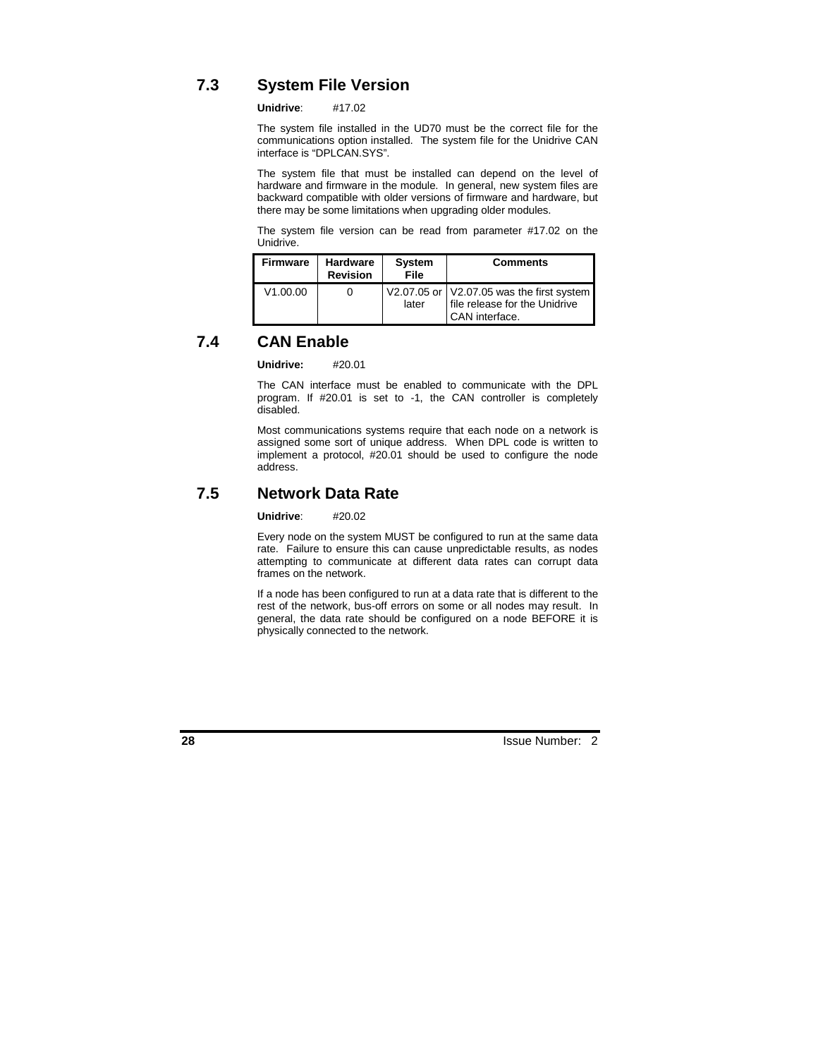## 7.3 System File Version

**Unidrive**: #17.02

The system file installed in the UD70 must be the correct file for the communications option installed. The system file for the Unidrive CAN interface is "DPLCAN.SYS".

The system file that must be installed can depend on the level of hardware and firmware in the module. In general, new system files are backward compatible with older versions of firmware and hardware, but there may be some limitations when upgrading older modules.

The system file version can be read from parameter #17.02 on the Unidrive.

| Firmware | Hardware Revision | System File | Comments |
|---|---|---|---|
| V1.00.00 | 0 | V2.07.05 or later | V2.07.05 was the first system file release for the Unidrive CAN interface. |

## 7.4 CAN Enable

**Unidrive:** #20.01

The CAN interface must be enabled to communicate with the DPL program. If #20.01 is set to -1, the CAN controller is completely disabled.

Most communications systems require that each node on a network is assigned some sort of unique address. When DPL code is written to implement a protocol, #20.01 should be used to configure the node address.

## 7.5 Network Data Rate

**Unidrive**: #20.02

Every node on the system MUST be configured to run at the same data rate. Failure to ensure this can cause unpredictable results, as nodes attempting to communicate at different data rates can corrupt data frames on the network.

If a node has been configured to run at a data rate that is different to the rest of the network, bus-off errors on some or all nodes may result. In general, the data rate should be configured on a node BEFORE it is physically connected to the network.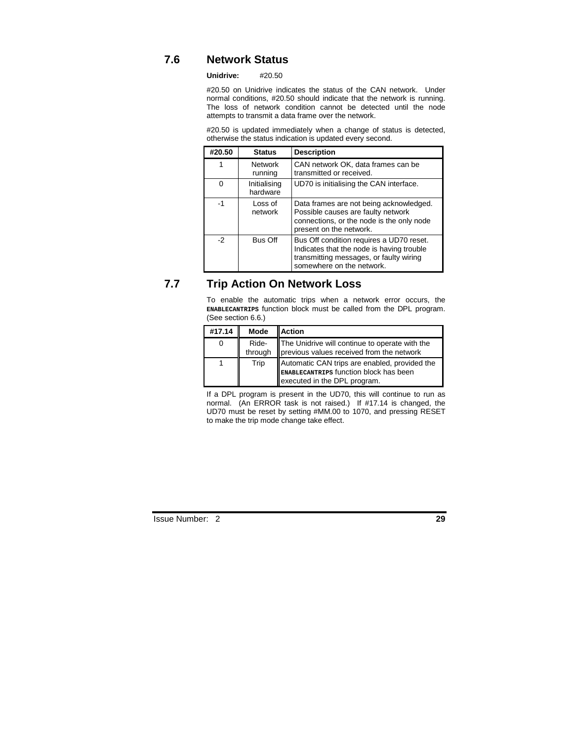## 7.6 Network Status

**Unidrive:** #20.50

#20.50 on Unidrive indicates the status of the CAN network. Under normal conditions, #20.50 should indicate that the network is running. The loss of network condition cannot be detected until the node attempts to transmit a data frame over the network.

#20.50 is updated immediately when a change of status is detected, otherwise the status indication is updated every second.

| #20.50 | Status | Description |
|---|---|---|
| 1 | Network running | CAN network OK, data frames can be transmitted or received. |
| 0 | Initialising hardware | UD70 is initialising the CAN interface. |
| -1 | Loss of network | Data frames are not being acknowledged. Possible causes are faulty network connections, or the node is the only node present on the network. |
| -2 | Bus Off | Bus Off condition requires a UD70 reset. Indicates that the node is having trouble transmitting messages, or faulty wiring somewhere on the network. |

## 7.7 Trip Action On Network Loss

To enable the automatic trips when a network error occurs, the **ENABLECANTRIPS** function block must be called from the DPL program. (See section 6.6.)

| #17.14 | Mode | Action |
|---|---|---|
| 0 | Ride-through | The Unidrive will continue to operate with the previous values received from the network |
| 1 | Trip | Automatic CAN trips are enabled, provided the **ENABLECANTRIPS** function block has been executed in the DPL program. |

If a DPL program is present in the UD70, this will continue to run as normal. (An ERROR task is not raised.) If #17.14 is changed, the UD70 must be reset by setting #MM.00 to 1070, and pressing RESET to make the trip mode change take effect.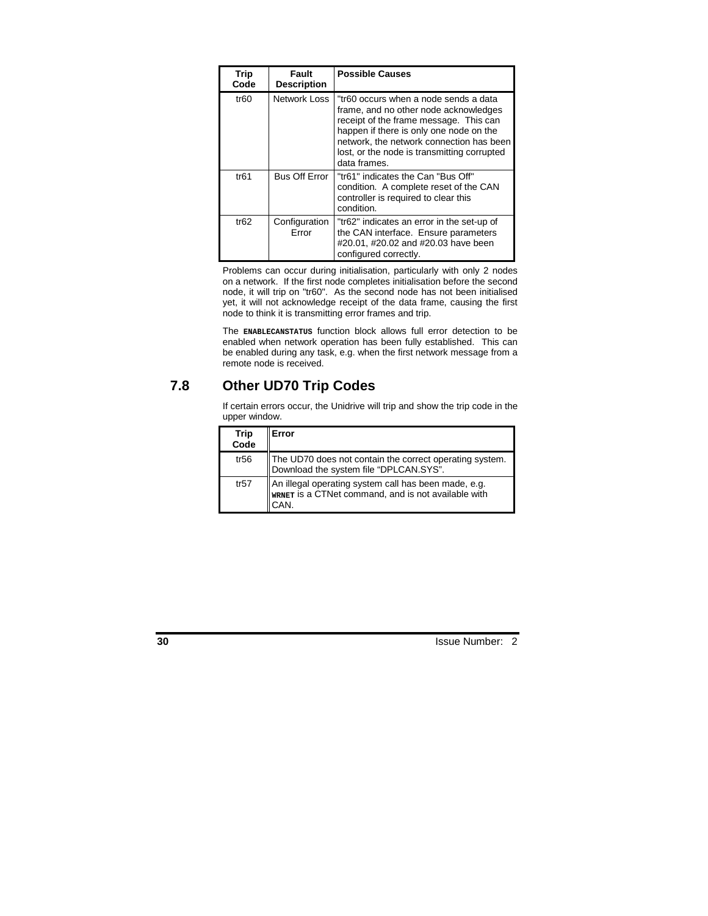| Trip Code | Fault Description | Possible Causes |
| --- | --- | --- |
| tr60 | Network Loss | "tr60 occurs when a node sends a data frame, and no other node acknowledges receipt of the frame message. This can happen if there is only one node on the network, the network connection has been lost, or the node is transmitting corrupted data frames. |
| tr61 | Bus Off Error | "tr61" indicates the Can "Bus Off" condition. A complete reset of the CAN controller is required to clear this condition. |
| tr62 | Configuration Error | "tr62" indicates an error in the set-up of the CAN interface. Ensure parameters #20.01, #20.02 and #20.03 have been configured correctly. |

Problems can occur during initialisation, particularly with only 2 nodes on a network. If the first node completes initialisation before the second node, it will trip on "tr60". As the second node has not been initialised yet, it will not acknowledge receipt of the data frame, causing the first node to think it is transmitting error frames and trip.

The **ENABLECANSTATUS** function block allows full error detection to be enabled when network operation has been fully established. This can be enabled during any task, e.g. when the first network message from a remote node is received.

## 7.8 Other UD70 Trip Codes

If certain errors occur, the Unidrive will trip and show the trip code in the upper window.

| Trip Code | Error |
| --- | --- |
| tr56 | The UD70 does not contain the correct operating system. Download the system file "DPLCAN.SYS". |
| tr57 | An illegal operating system call has been made, e.g. **WRNET** is a CTNet command, and is not available with CAN. |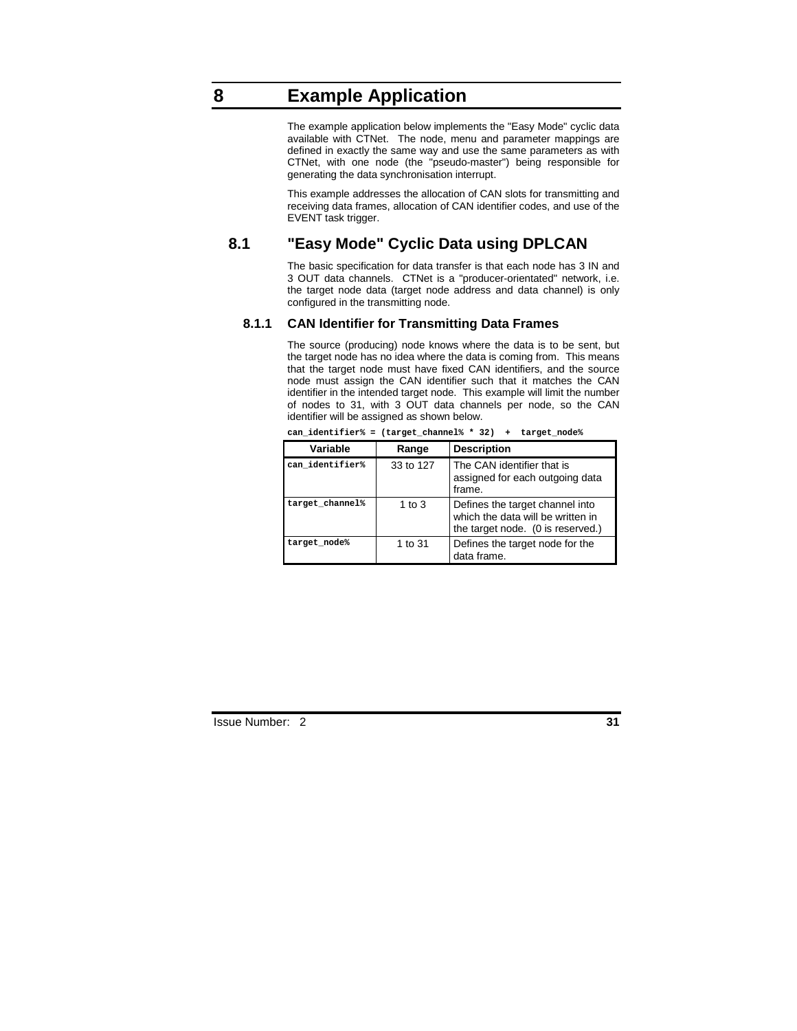# 8 Example Application

The example application below implements the "Easy Mode" cyclic data available with CTNet. The node, menu and parameter mappings are defined in exactly the same way and use the same parameters as with CTNet, with one node (the "pseudo-master") being responsible for generating the data synchronisation interrupt.

This example addresses the allocation of CAN slots for transmitting and receiving data frames, allocation of CAN identifier codes, and use of the EVENT task trigger.

## 8.1 "Easy Mode" Cyclic Data using DPLCAN

The basic specification for data transfer is that each node has 3 IN and 3 OUT data channels. CTNet is a "producer-orientated" network, i.e. the target node data (target node address and data channel) is only configured in the transmitting node.

### 8.1.1 CAN Identifier for Transmitting Data Frames

The source (producing) node knows where the data is to be sent, but the target node has no idea where the data is coming from. This means that the target node must have fixed CAN identifiers, and the source node must assign the CAN identifier such that it matches the CAN identifier in the intended target node. This example will limit the number of nodes to 31, with 3 OUT data channels per node, so the CAN identifier will be assigned as shown below.

```
can_identifier% = (target_channel% * 32)  +  target_node%
```

| Variable | Range | Description |
|---|---|---|
| `can_identifier%` | 33 to 127 | The CAN identifier that is assigned for each outgoing data frame. |
| `target_channel%` | 1 to 3 | Defines the target channel into which the data will be written in the target node. (0 is reserved.) |
| `target_node%` | 1 to 31 | Defines the target node for the data frame. |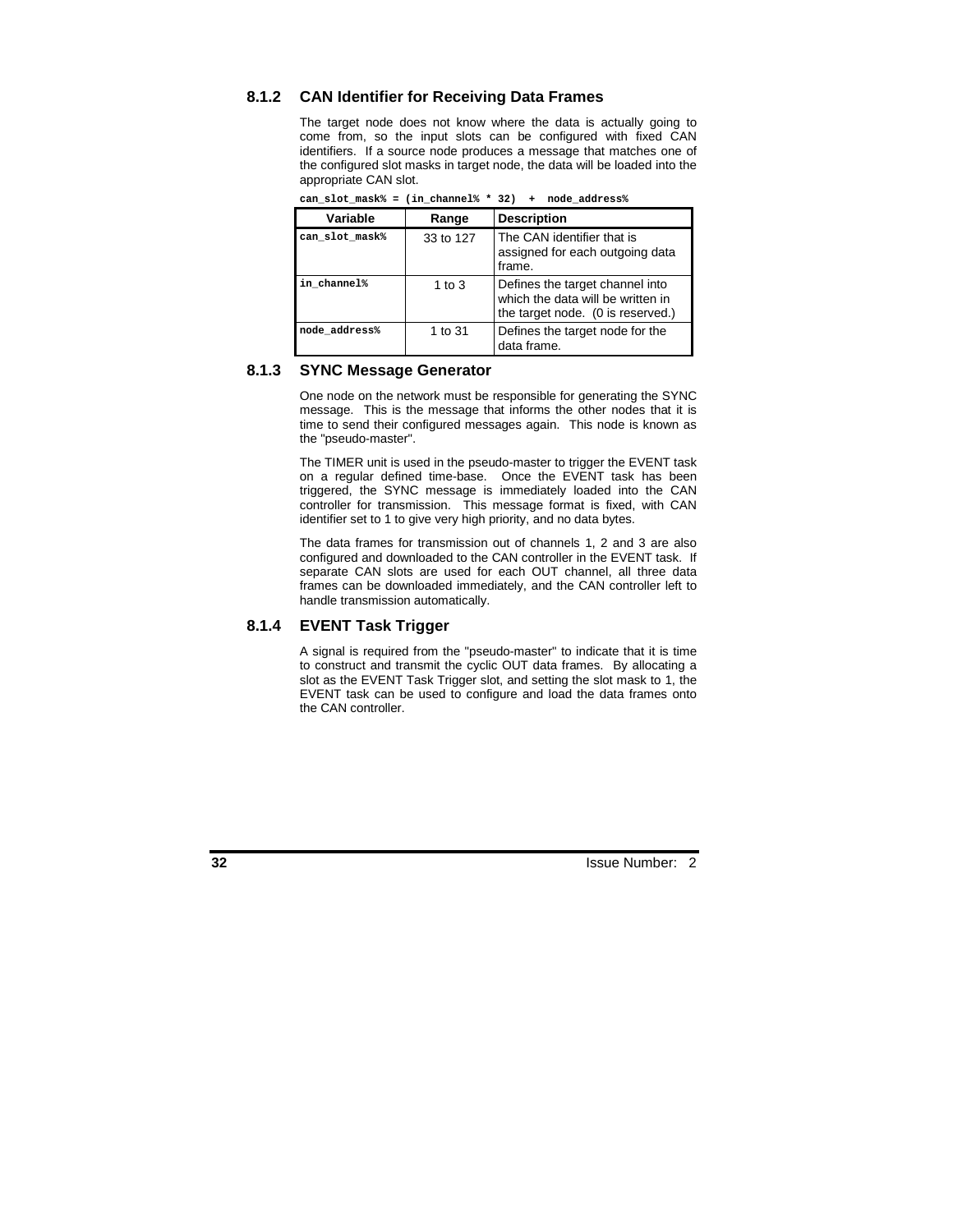### 8.1.2 CAN Identifier for Receiving Data Frames

The target node does not know where the data is actually going to come from, so the input slots can be configured with fixed CAN identifiers. If a source node produces a message that matches one of the configured slot masks in target node, the data will be loaded into the appropriate CAN slot.

```
can_slot_mask% = (in_channel% * 32)  +  node_address%
```

| Variable | Range | Description |
|---|---|---|
| `can_slot_mask%` | 33 to 127 | The CAN identifier that is assigned for each outgoing data frame. |
| `in_channel%` | 1 to 3 | Defines the target channel into which the data will be written in the target node. (0 is reserved.) |
| `node_address%` | 1 to 31 | Defines the target node for the data frame. |

### 8.1.3 SYNC Message Generator

One node on the network must be responsible for generating the SYNC message. This is the message that informs the other nodes that it is time to send their configured messages again. This node is known as the "pseudo-master".

The TIMER unit is used in the pseudo-master to trigger the EVENT task on a regular defined time-base. Once the EVENT task has been triggered, the SYNC message is immediately loaded into the CAN controller for transmission. This message format is fixed, with CAN identifier set to 1 to give very high priority, and no data bytes.

The data frames for transmission out of channels 1, 2 and 3 are also configured and downloaded to the CAN controller in the EVENT task. If separate CAN slots are used for each OUT channel, all three data frames can be downloaded immediately, and the CAN controller left to handle transmission automatically.

### 8.1.4 EVENT Task Trigger

A signal is required from the "pseudo-master" to indicate that it is time to construct and transmit the cyclic OUT data frames. By allocating a slot as the EVENT Task Trigger slot, and setting the slot mask to 1, the EVENT task can be used to configure and load the data frames onto the CAN controller.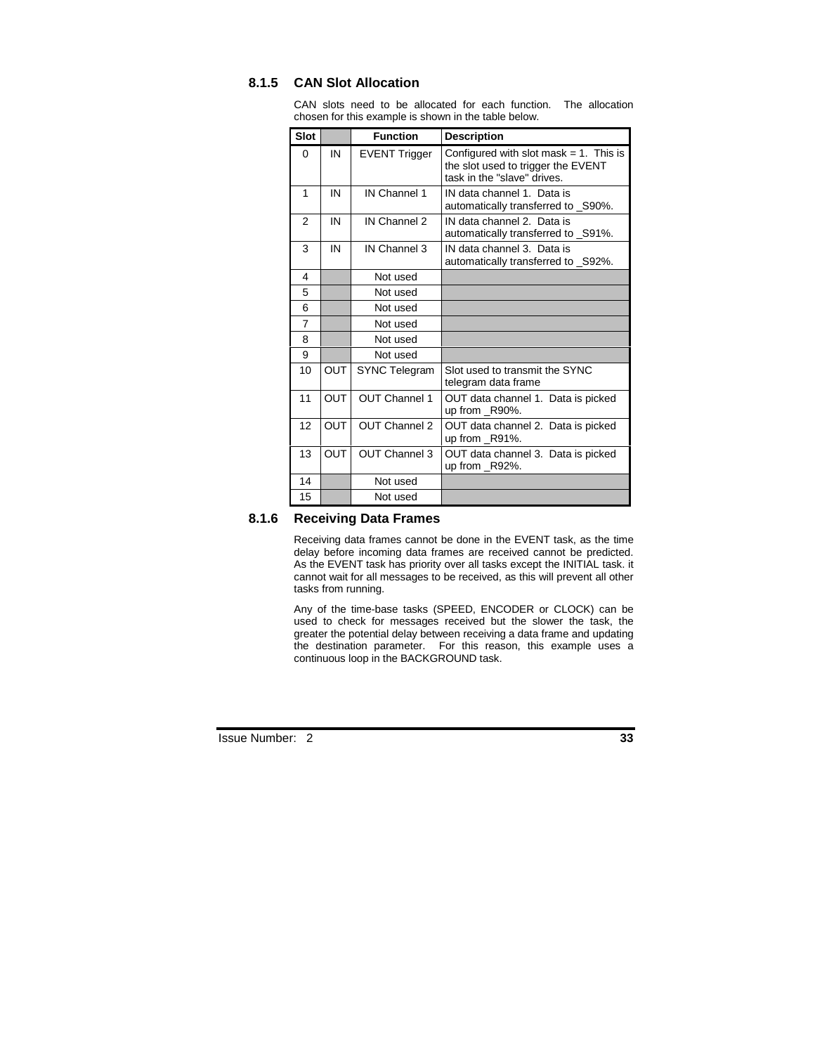### 8.1.5 CAN Slot Allocation

CAN slots need to be allocated for each function. The allocation chosen for this example is shown in the table below.

| Slot | | Function | Description |
|---|---|---|---|
| 0 | IN | EVENT Trigger | Configured with slot mask = 1. This is the slot used to trigger the EVENT task in the "slave" drives. |
| 1 | IN | IN Channel 1 | IN data channel 1. Data is automatically transferred to _S90%. |
| 2 | IN | IN Channel 2 | IN data channel 2. Data is automatically transferred to _S91%. |
| 3 | IN | IN Channel 3 | IN data channel 3. Data is automatically transferred to _S92%. |
| 4 | | Not used | |
| 5 | | Not used | |
| 6 | | Not used | |
| 7 | | Not used | |
| 8 | | Not used | |
| 9 | | Not used | |
| 10 | OUT | SYNC Telegram | Slot used to transmit the SYNC telegram data frame |
| 11 | OUT | OUT Channel 1 | OUT data channel 1. Data is picked up from _R90%. |
| 12 | OUT | OUT Channel 2 | OUT data channel 2. Data is picked up from _R91%. |
| 13 | OUT | OUT Channel 3 | OUT data channel 3. Data is picked up from _R92%. |
| 14 | | Not used | |
| 15 | | Not used | |

### 8.1.6 Receiving Data Frames

Receiving data frames cannot be done in the EVENT task, as the time delay before incoming data frames are received cannot be predicted. As the EVENT task has priority over all tasks except the INITIAL task. it cannot wait for all messages to be received, as this will prevent all other tasks from running.

Any of the time-base tasks (SPEED, ENCODER or CLOCK) can be used to check for messages received but the slower the task, the greater the potential delay between receiving a data frame and updating the destination parameter. For this reason, this example uses a continuous loop in the BACKGROUND task.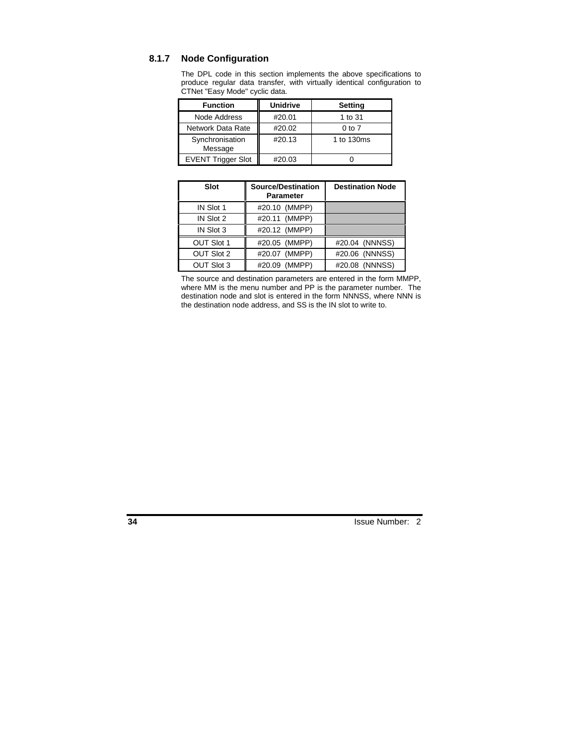### 8.1.7 Node Configuration

The DPL code in this section implements the above specifications to produce regular data transfer, with virtually identical configuration to CTNet "Easy Mode" cyclic data.

| Function | Unidrive | Setting |
|---|---|---|
| Node Address | #20.01 | 1 to 31 |
| Network Data Rate | #20.02 | 0 to 7 |
| Synchronisation Message | #20.13 | 1 to 130ms |
| EVENT Trigger Slot | #20.03 | 0 |

| Slot | Source/Destination Parameter | Destination Node |
|---|---|---|
| IN Slot 1 | #20.10 (MMPP) | |
| IN Slot 2 | #20.11 (MMPP) | |
| IN Slot 3 | #20.12 (MMPP) | |
| OUT Slot 1 | #20.05 (MMPP) | #20.04 (NNNSS) |
| OUT Slot 2 | #20.07 (MMPP) | #20.06 (NNNSS) |
| OUT Slot 3 | #20.09 (MMPP) | #20.08 (NNNSS) |

The source and destination parameters are entered in the form MMPP, where MM is the menu number and PP is the parameter number. The destination node and slot is entered in the form NNNSS, where NNN is the destination node address, and SS is the IN slot to write to.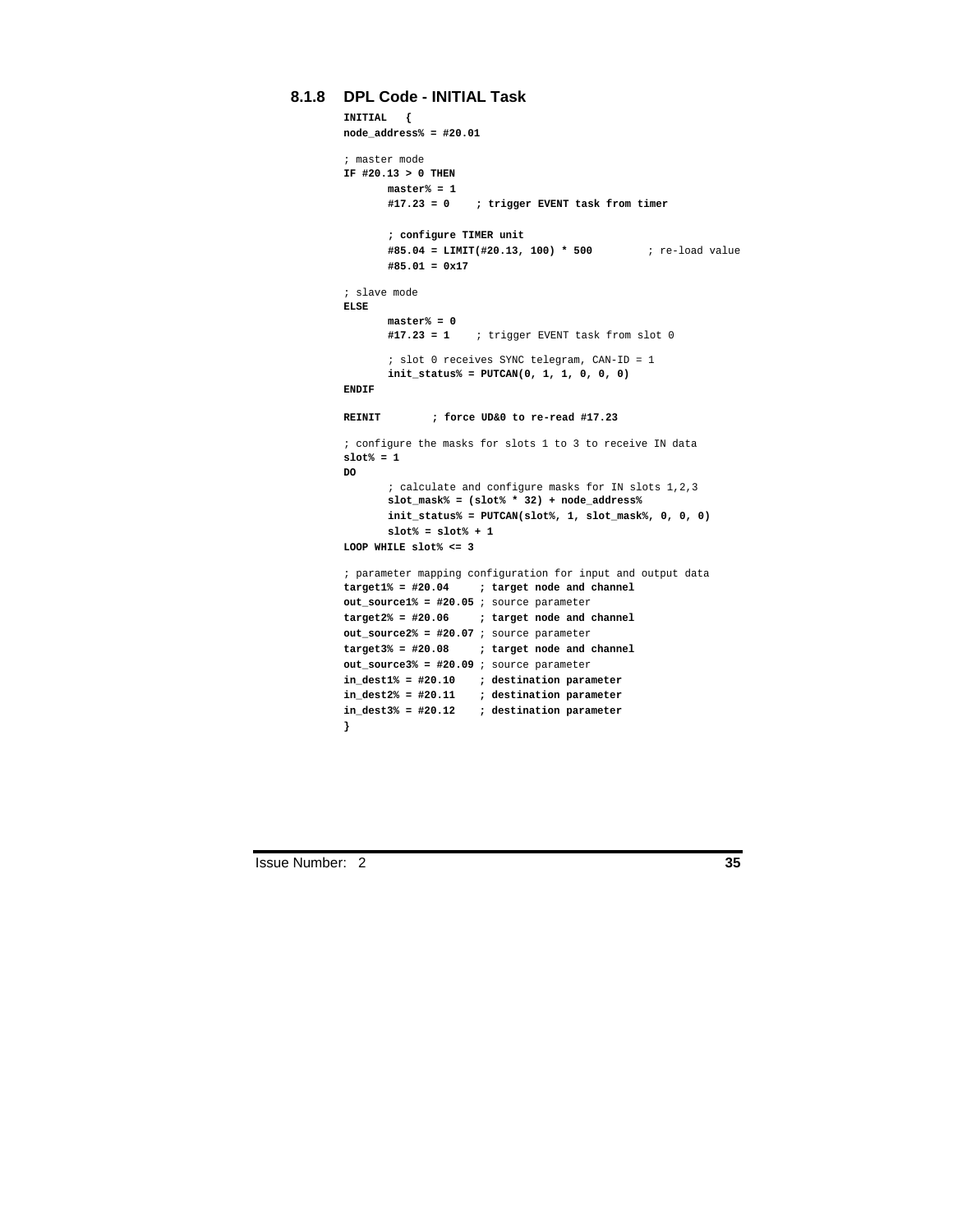### 8.1.8 DPL Code - INITIAL Task

```
INITIAL   {
node_address% = #20.01

; master mode
IF #20.13 > 0 THEN
       master% = 1
       #17.23 = 0    ; trigger EVENT task from timer

       ; configure TIMER unit
       #85.04 = LIMIT(#20.13, 100) * 500         ; re-load value
       #85.01 = 0x17

; slave mode
ELSE
       master% = 0
       #17.23 = 1    ; trigger EVENT task from slot 0

       ; slot 0 receives SYNC telegram, CAN-ID = 1
       init_status% = PUTCAN(0, 1, 1, 0, 0, 0)
ENDIF

REINIT        ; force UD&0 to re-read #17.23

; configure the masks for slots 1 to 3 to receive IN data
slot% = 1
DO
       ; calculate and configure masks for IN slots 1,2,3
       slot_mask% = (slot% * 32) + node_address%
       init_status% = PUTCAN(slot%, 1, slot_mask%, 0, 0, 0)
       slot% = slot% + 1
LOOP WHILE slot% <= 3

; parameter mapping configuration for input and output data
target1% = #20.04     ; target node and channel
out_source1% = #20.05 ; source parameter
target2% = #20.06     ; target node and channel
out_source2% = #20.07 ; source parameter
target3% = #20.08     ; target node and channel
out_source3% = #20.09 ; source parameter
in_dest1% = #20.10    ; destination parameter
in_dest2% = #20.11    ; destination parameter
in_dest3% = #20.12    ; destination parameter
}
```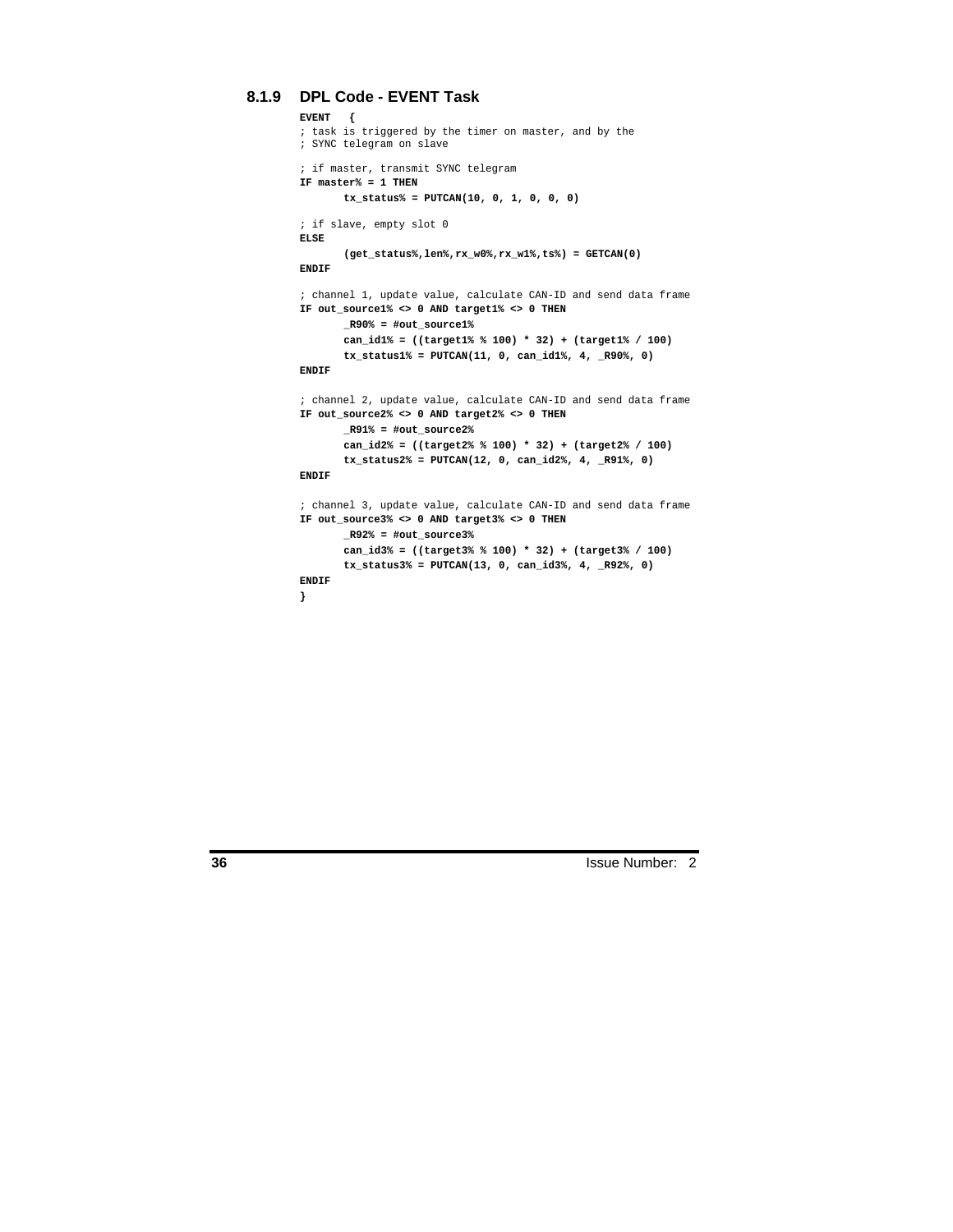### 8.1.9 DPL Code - EVENT Task

```
EVENT   {
; task is triggered by the timer on master, and by the
; SYNC telegram on slave

; if master, transmit SYNC telegram
IF master% = 1 THEN
       tx_status% = PUTCAN(10, 0, 1, 0, 0, 0)

; if slave, empty slot 0
ELSE
       (get_status%,len%,rx_w0%,rx_w1%,ts%) = GETCAN(0)
ENDIF

; channel 1, update value, calculate CAN-ID and send data frame
IF out_source1% <> 0 AND target1% <> 0 THEN
       _R90% = #out_source1%
       can_id1% = ((target1% % 100) * 32) + (target1% / 100)
       tx_status1% = PUTCAN(11, 0, can_id1%, 4, _R90%, 0)
ENDIF

; channel 2, update value, calculate CAN-ID and send data frame
IF out_source2% <> 0 AND target2% <> 0 THEN
       _R91% = #out_source2%
       can_id2% = ((target2% % 100) * 32) + (target2% / 100)
       tx_status2% = PUTCAN(12, 0, can_id2%, 4, _R91%, 0)
ENDIF

; channel 3, update value, calculate CAN-ID and send data frame
IF out_source3% <> 0 AND target3% <> 0 THEN
       _R92% = #out_source3%
       can_id3% = ((target3% % 100) * 32) + (target3% / 100)
       tx_status3% = PUTCAN(13, 0, can_id3%, 4, _R92%, 0)
ENDIF
}
```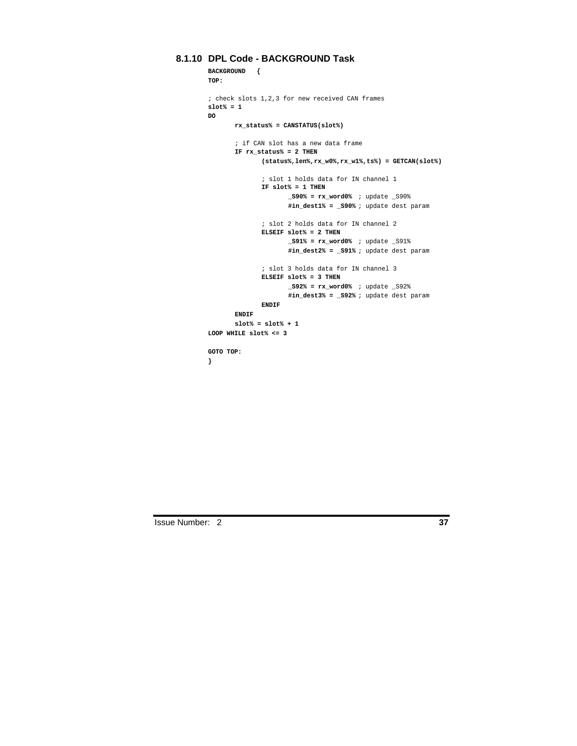### 8.1.10 DPL Code - BACKGROUND Task

```
BACKGROUND   {
TOP:

; check slots 1,2,3 for new received CAN frames
slot% = 1
DO
        rx_status% = CANSTATUS(slot%)

        ; if CAN slot has a new data frame
        IF rx_status% = 2 THEN
                (status%,len%,rx_w0%,rx_w1%,ts%) = GETCAN(slot%)

                ; slot 1 holds data for IN channel 1
                IF slot% = 1 THEN
                        _S90% = rx_word0%  ; update _S90%
                        #in_dest1% = _S90% ; update dest param

                ; slot 2 holds data for IN channel 2
                ELSEIF slot% = 2 THEN
                        _S91% = rx_word0%  ; update _S91%
                        #in_dest2% = _S91% ; update dest param

                ; slot 3 holds data for IN channel 3
                ELSEIF slot% = 3 THEN
                        _S92% = rx_word0%  ; update _S92%
                        #in_dest3% = _S92% ; update dest param
                ENDIF
        ENDIF
        slot% = slot% + 1
LOOP WHILE slot% <= 3

GOTO TOP:
}
```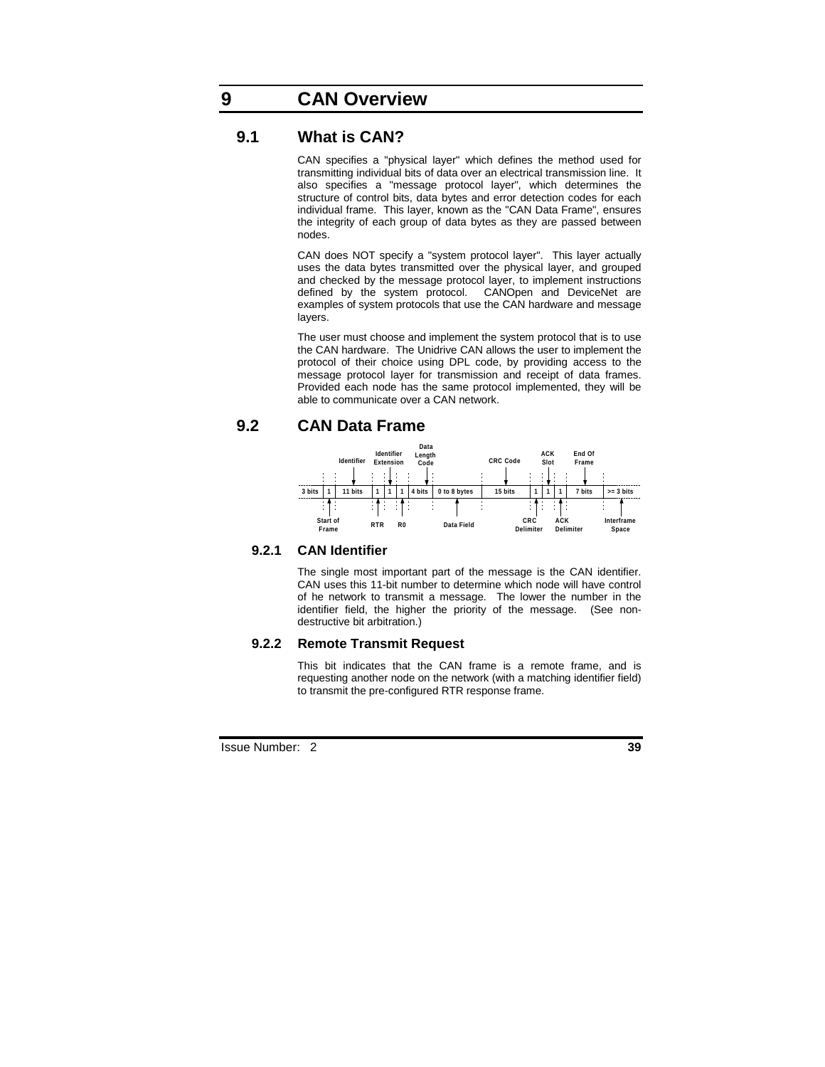# 9 CAN Overview

## 9.1 What is CAN?

CAN specifies a "physical layer" which defines the method used for transmitting individual bits of data over an electrical transmission line. It also specifies a "message protocol layer", which determines the structure of control bits, data bytes and error detection codes for each individual frame. This layer, known as the "CAN Data Frame", ensures the integrity of each group of data bytes as they are passed between nodes.

CAN does NOT specify a "system protocol layer". This layer actually uses the data bytes transmitted over the physical layer, and grouped and checked by the message protocol layer, to implement instructions defined by the system protocol. CANOpen and DeviceNet are examples of system protocols that use the CAN hardware and message layers.

The user must choose and implement the system protocol that is to use the CAN hardware. The Unidrive CAN allows the user to implement the protocol of their choice using DPL code, by providing access to the message protocol layer for transmission and receipt of data frames. Provided each node has the same protocol implemented, they will be able to communicate over a CAN network.

## 9.2 CAN Data Frame

| | Start of Frame | Identifier | RTR | Identifier Extension | R0 | Data Length Code | Data Field | CRC Code | CRC Delimiter | ACK Slot | ACK Delimiter | End Of Frame | Interframe Space |
|---|---|---|---|---|---|---|---|---|---|---|---|---|---|
| 3 bits | 1 | 11 bits | 1 | 1 | 1 | 4 bits | 0 to 8 bytes | 15 bits | 1 | 1 | 1 | 7 bits | >= 3 bits |

### 9.2.1 CAN Identifier

The single most important part of the message is the CAN identifier. CAN uses this 11-bit number to determine which node will have control of he network to transmit a message. The lower the number in the identifier field, the higher the priority of the message. (See non-destructive bit arbitration.)

### 9.2.2 Remote Transmit Request

This bit indicates that the CAN frame is a remote frame, and is requesting another node on the network (with a matching identifier field) to transmit the pre-configured RTR response frame.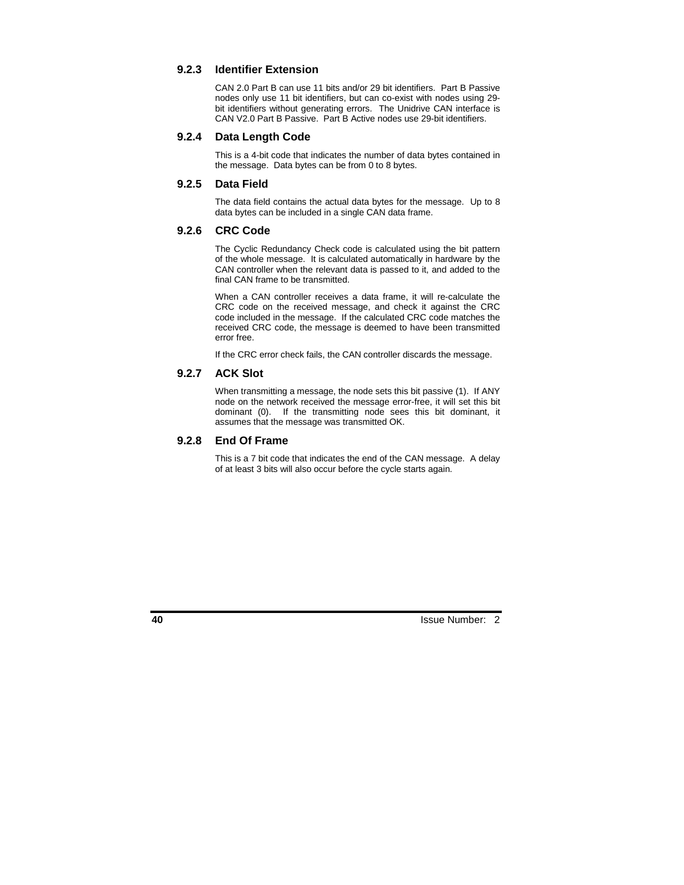### 9.2.3 Identifier Extension

CAN 2.0 Part B can use 11 bits and/or 29 bit identifiers. Part B Passive nodes only use 11 bit identifiers, but can co-exist with nodes using 29-bit identifiers without generating errors. The Unidrive CAN interface is CAN V2.0 Part B Passive. Part B Active nodes use 29-bit identifiers.

### 9.2.4 Data Length Code

This is a 4-bit code that indicates the number of data bytes contained in the message. Data bytes can be from 0 to 8 bytes.

### 9.2.5 Data Field

The data field contains the actual data bytes for the message. Up to 8 data bytes can be included in a single CAN data frame.

### 9.2.6 CRC Code

The Cyclic Redundancy Check code is calculated using the bit pattern of the whole message. It is calculated automatically in hardware by the CAN controller when the relevant data is passed to it, and added to the final CAN frame to be transmitted.

When a CAN controller receives a data frame, it will re-calculate the CRC code on the received message, and check it against the CRC code included in the message. If the calculated CRC code matches the received CRC code, the message is deemed to have been transmitted error free.

If the CRC error check fails, the CAN controller discards the message.

### 9.2.7 ACK Slot

When transmitting a message, the node sets this bit passive (1). If ANY node on the network received the message error-free, it will set this bit dominant (0). If the transmitting node sees this bit dominant, it assumes that the message was transmitted OK.

### 9.2.8 End Of Frame

This is a 7 bit code that indicates the end of the CAN message. A delay of at least 3 bits will also occur before the cycle starts again.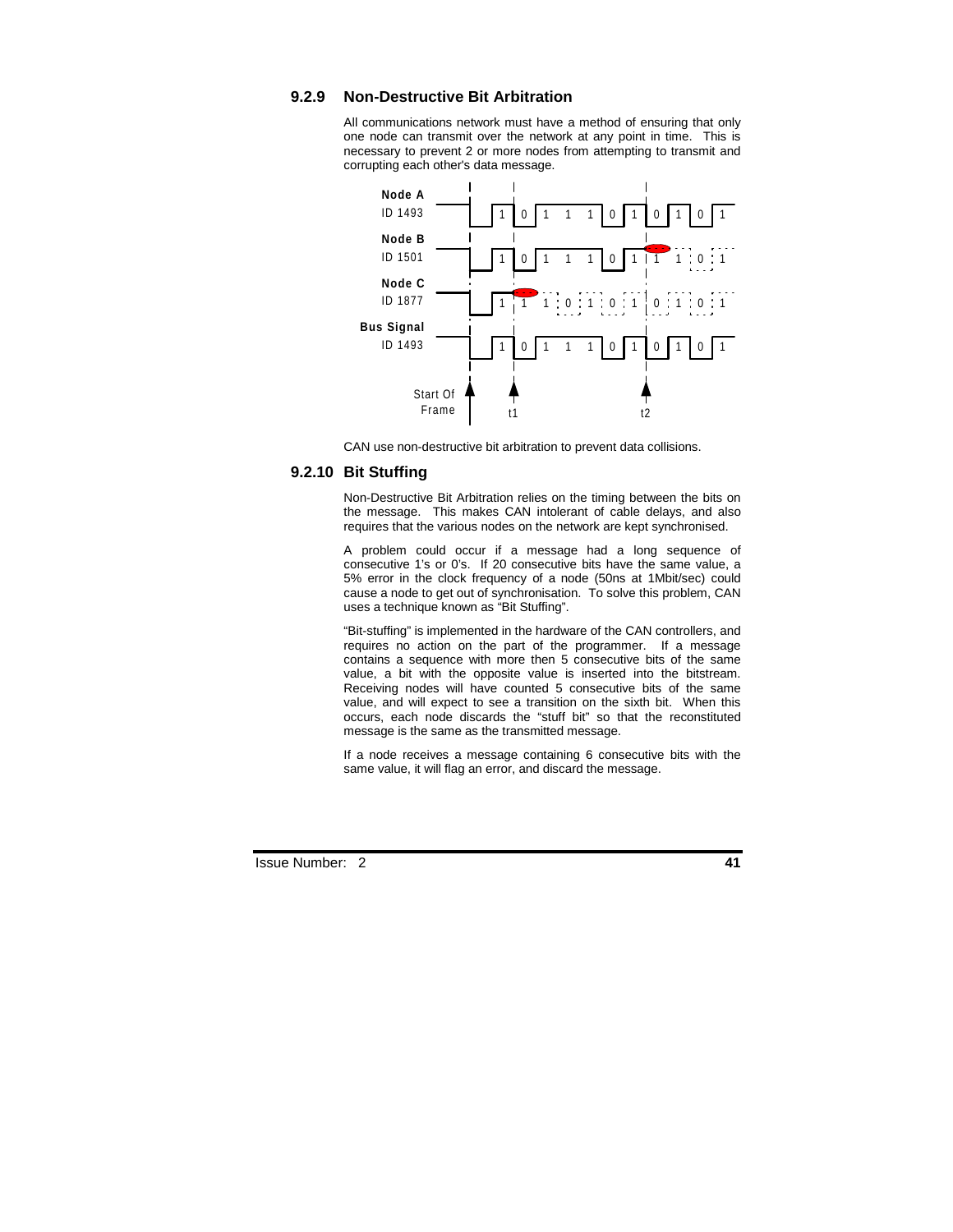### 9.2.9 Non-Destructive Bit Arbitration

All communications network must have a method of ensuring that only one node can transmit over the network at any point in time. This is necessary to prevent 2 or more nodes from attempting to transmit and corrupting each other's data message.

Node A
ID 1493
1 0 1 1 1 0 1 0 1 0 1

Node B
ID 1501
1 0 1 1 1 0 1 1 1 0 1

Node C
ID 1877
1 1 1 0 1 0 1 0 1 0 1

Bus Signal
ID 1493
1 0 1 1 1 0 1 0 1 0 1

Start Of
Frame

t1

t2

CAN use non-destructive bit arbitration to prevent data collisions.

### 9.2.10 Bit Stuffing

Non-Destructive Bit Arbitration relies on the timing between the bits on the message. This makes CAN intolerant of cable delays, and also requires that the various nodes on the network are kept synchronised.

A problem could occur if a message had a long sequence of consecutive 1's or 0's. If 20 consecutive bits have the same value, a 5% error in the clock frequency of a node (50ns at 1Mbit/sec) could cause a node to get out of synchronisation. To solve this problem, CAN uses a technique known as "Bit Stuffing".

"Bit-stuffing" is implemented in the hardware of the CAN controllers, and requires no action on the part of the programmer. If a message contains a sequence with more then 5 consecutive bits of the same value, a bit with the opposite value is inserted into the bitstream. Receiving nodes will have counted 5 consecutive bits of the same value, and will expect to see a transition on the sixth bit. When this occurs, each node discards the "stuff bit" so that the reconstituted message is the same as the transmitted message.

If a node receives a message containing 6 consecutive bits with the same value, it will flag an error, and discard the message.

Issue Number: 2